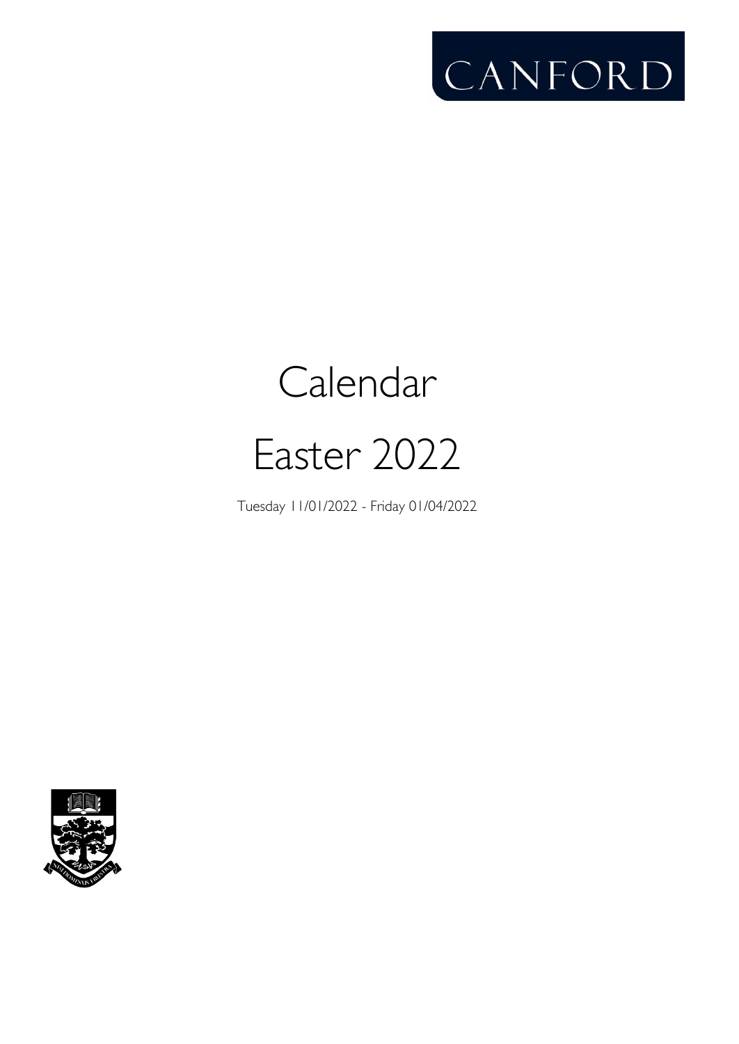CANFORD

# Calendar

# Easter 2022

Tuesday 11/01/2022 - Friday 01/04/2022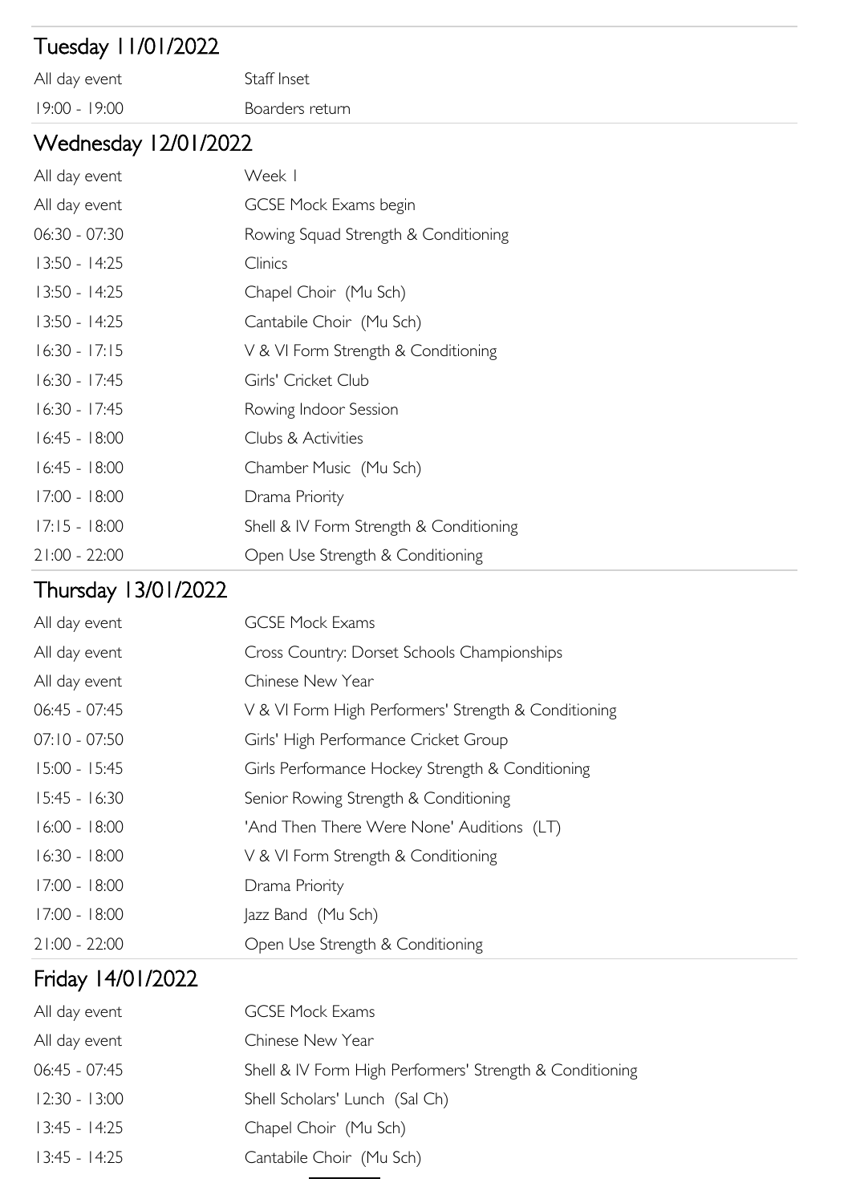## Tuesday 11/01/2022

| | |
|---|---|
| All day event | Staff Inset |
| 19:00 - 19:00 | Boarders return |

## Wednesday 12/01/2022

| | |
|---|---|
| All day event | Week 1 |
| All day event | GCSE Mock Exams begin |
| 06:30 - 07:30 | Rowing Squad Strength & Conditioning |
| 13:50 - 14:25 | Clinics |
| 13:50 - 14:25 | Chapel Choir (Mu Sch) |
| 13:50 - 14:25 | Cantabile Choir (Mu Sch) |
| 16:30 - 17:15 | V & VI Form Strength & Conditioning |
| 16:30 - 17:45 | Girls' Cricket Club |
| 16:30 - 17:45 | Rowing Indoor Session |
| 16:45 - 18:00 | Clubs & Activities |
| 16:45 - 18:00 | Chamber Music (Mu Sch) |
| 17:00 - 18:00 | Drama Priority |
| 17:15 - 18:00 | Shell & IV Form Strength & Conditioning |
| 21:00 - 22:00 | Open Use Strength & Conditioning |

## Thursday 13/01/2022

| | |
|---|---|
| All day event | GCSE Mock Exams |
| All day event | Cross Country: Dorset Schools Championships |
| All day event | Chinese New Year |
| 06:45 - 07:45 | V & VI Form High Performers' Strength & Conditioning |
| 07:10 - 07:50 | Girls' High Performance Cricket Group |
| 15:00 - 15:45 | Girls Performance Hockey Strength & Conditioning |
| 15:45 - 16:30 | Senior Rowing Strength & Conditioning |
| 16:00 - 18:00 | 'And Then There Were None' Auditions (LT) |
| 16:30 - 18:00 | V & VI Form Strength & Conditioning |
| 17:00 - 18:00 | Drama Priority |
| 17:00 - 18:00 | Jazz Band (Mu Sch) |
| 21:00 - 22:00 | Open Use Strength & Conditioning |

## Friday 14/01/2022

| | |
|---|---|
| All day event | GCSE Mock Exams |
| All day event | Chinese New Year |
| 06:45 - 07:45 | Shell & IV Form High Performers' Strength & Conditioning |
| 12:30 - 13:00 | Shell Scholars' Lunch (Sal Ch) |
| 13:45 - 14:25 | Chapel Choir (Mu Sch) |
| 13:45 - 14:25 | Cantabile Choir (Mu Sch) |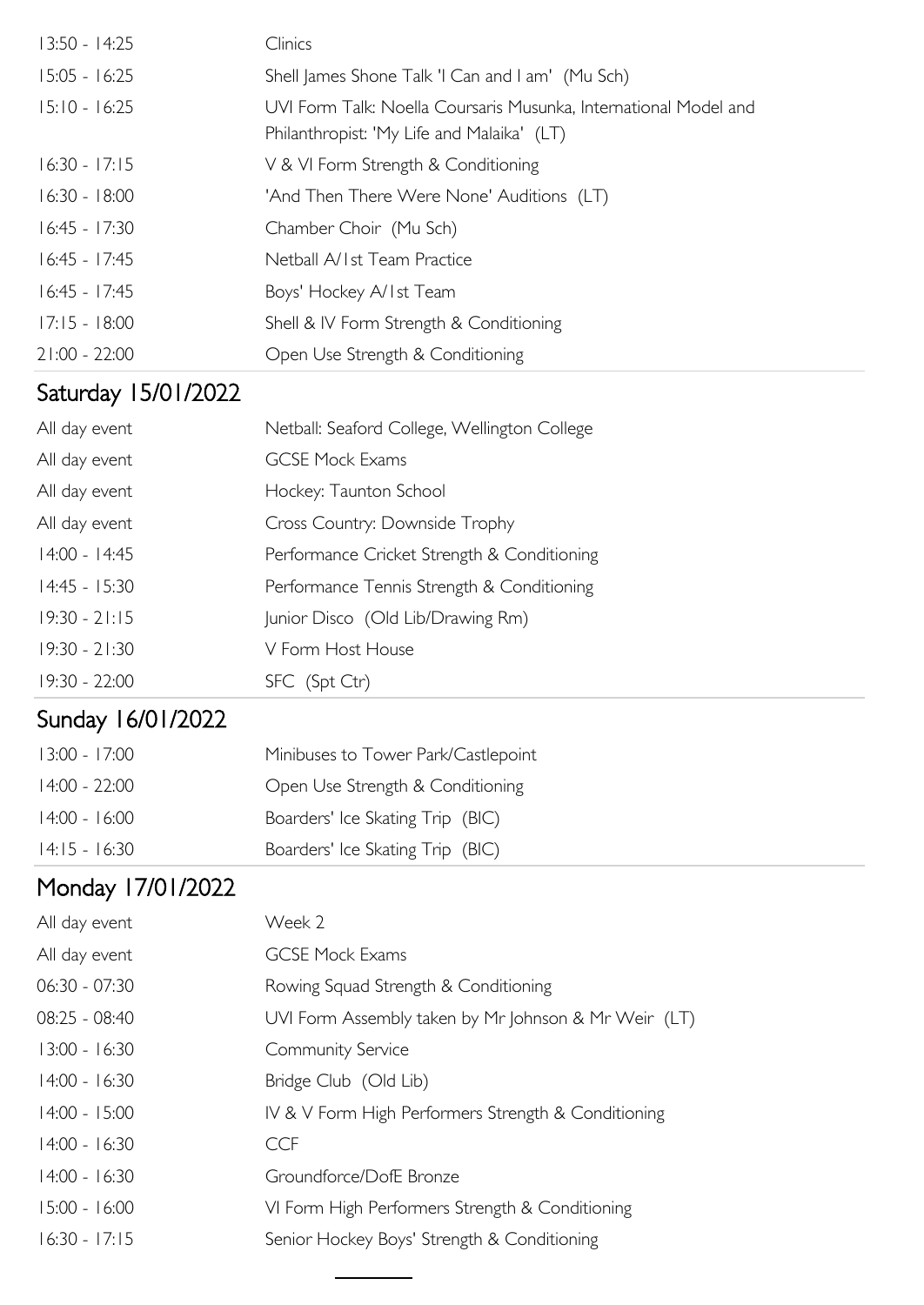| | |
|---|---|
| 13:50 - 14:25 | Clinics |
| 15:05 - 16:25 | Shell James Shone Talk 'I Can and I am' (Mu Sch) |
| 15:10 - 16:25 | UVI Form Talk: Noella Coursaris Musunka, International Model and Philanthropist: 'My Life and Malaika' (LT) |
| 16:30 - 17:15 | V & VI Form Strength & Conditioning |
| 16:30 - 18:00 | 'And Then There Were None' Auditions (LT) |
| 16:45 - 17:30 | Chamber Choir (Mu Sch) |
| 16:45 - 17:45 | Netball A/1st Team Practice |
| 16:45 - 17:45 | Boys' Hockey A/1st Team |
| 17:15 - 18:00 | Shell & IV Form Strength & Conditioning |
| 21:00 - 22:00 | Open Use Strength & Conditioning |

## Saturday 15/01/2022

| | |
|---|---|
| All day event | Netball: Seaford College, Wellington College |
| All day event | GCSE Mock Exams |
| All day event | Hockey: Taunton School |
| All day event | Cross Country: Downside Trophy |
| 14:00 - 14:45 | Performance Cricket Strength & Conditioning |
| 14:45 - 15:30 | Performance Tennis Strength & Conditioning |
| 19:30 - 21:15 | Junior Disco (Old Lib/Drawing Rm) |
| 19:30 - 21:30 | V Form Host House |
| 19:30 - 22:00 | SFC (Spt Ctr) |

## Sunday 16/01/2022

| | |
|---|---|
| 13:00 - 17:00 | Minibuses to Tower Park/Castlepoint |
| 14:00 - 22:00 | Open Use Strength & Conditioning |
| 14:00 - 16:00 | Boarders' Ice Skating Trip (BIC) |
| 14:15 - 16:30 | Boarders' Ice Skating Trip (BIC) |

## Monday 17/01/2022

| | |
|---|---|
| All day event | Week 2 |
| All day event | GCSE Mock Exams |
| 06:30 - 07:30 | Rowing Squad Strength & Conditioning |
| 08:25 - 08:40 | UVI Form Assembly taken by Mr Johnson & Mr Weir (LT) |
| 13:00 - 16:30 | Community Service |
| 14:00 - 16:30 | Bridge Club (Old Lib) |
| 14:00 - 15:00 | IV & V Form High Performers Strength & Conditioning |
| 14:00 - 16:30 | CCF |
| 14:00 - 16:30 | Groundforce/DofE Bronze |
| 15:00 - 16:00 | VI Form High Performers Strength & Conditioning |
| 16:30 - 17:15 | Senior Hockey Boys' Strength & Conditioning |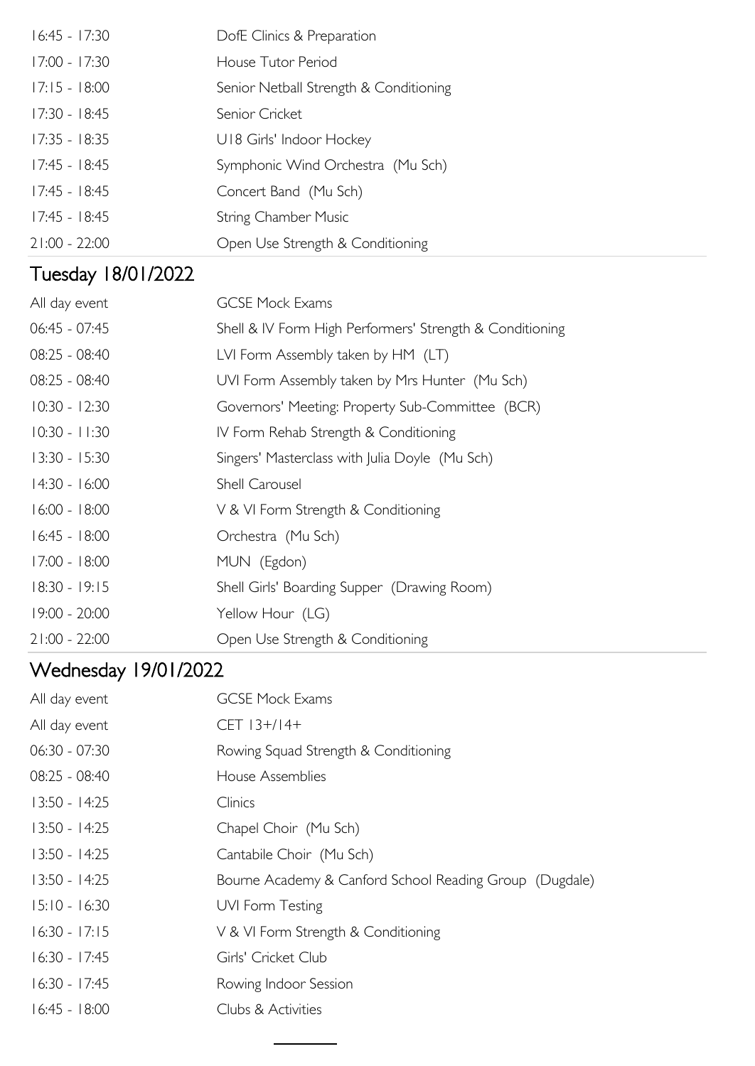| | |
|---|---|
| 16:45 - 17:30 | DofE Clinics & Preparation |
| 17:00 - 17:30 | House Tutor Period |
| 17:15 - 18:00 | Senior Netball Strength & Conditioning |
| 17:30 - 18:45 | Senior Cricket |
| 17:35 - 18:35 | U18 Girls' Indoor Hockey |
| 17:45 - 18:45 | Symphonic Wind Orchestra (Mu Sch) |
| 17:45 - 18:45 | Concert Band (Mu Sch) |
| 17:45 - 18:45 | String Chamber Music |
| 21:00 - 22:00 | Open Use Strength & Conditioning |

## Tuesday 18/01/2022

| | |
|---|---|
| All day event | GCSE Mock Exams |
| 06:45 - 07:45 | Shell & IV Form High Performers' Strength & Conditioning |
| 08:25 - 08:40 | LVI Form Assembly taken by HM (LT) |
| 08:25 - 08:40 | UVI Form Assembly taken by Mrs Hunter (Mu Sch) |
| 10:30 - 12:30 | Governors' Meeting: Property Sub-Committee (BCR) |
| 10:30 - 11:30 | IV Form Rehab Strength & Conditioning |
| 13:30 - 15:30 | Singers' Masterclass with Julia Doyle (Mu Sch) |
| 14:30 - 16:00 | Shell Carousel |
| 16:00 - 18:00 | V & VI Form Strength & Conditioning |
| 16:45 - 18:00 | Orchestra (Mu Sch) |
| 17:00 - 18:00 | MUN (Egdon) |
| 18:30 - 19:15 | Shell Girls' Boarding Supper (Drawing Room) |
| 19:00 - 20:00 | Yellow Hour (LG) |
| 21:00 - 22:00 | Open Use Strength & Conditioning |

## Wednesday 19/01/2022

| | |
|---|---|
| All day event | GCSE Mock Exams |
| All day event | CET 13+/14+ |
| 06:30 - 07:30 | Rowing Squad Strength & Conditioning |
| 08:25 - 08:40 | House Assemblies |
| 13:50 - 14:25 | Clinics |
| 13:50 - 14:25 | Chapel Choir (Mu Sch) |
| 13:50 - 14:25 | Cantabile Choir (Mu Sch) |
| 13:50 - 14:25 | Bourne Academy & Canford School Reading Group (Dugdale) |
| 15:10 - 16:30 | UVI Form Testing |
| 16:30 - 17:15 | V & VI Form Strength & Conditioning |
| 16:30 - 17:45 | Girls' Cricket Club |
| 16:30 - 17:45 | Rowing Indoor Session |
| 16:45 - 18:00 | Clubs & Activities |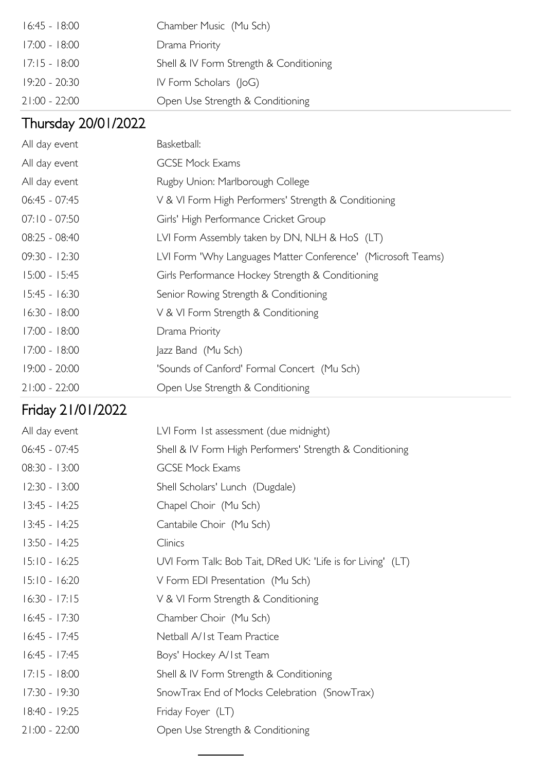| | |
|---|---|
| 16:45 - 18:00 | Chamber Music (Mu Sch) |
| 17:00 - 18:00 | Drama Priority |
| 17:15 - 18:00 | Shell & IV Form Strength & Conditioning |
| 19:20 - 20:30 | IV Form Scholars (JoG) |
| 21:00 - 22:00 | Open Use Strength & Conditioning |

## Thursday 20/01/2022

| | |
|---|---|
| All day event | Basketball: |
| All day event | GCSE Mock Exams |
| All day event | Rugby Union: Marlborough College |
| 06:45 - 07:45 | V & VI Form High Performers' Strength & Conditioning |
| 07:10 - 07:50 | Girls' High Performance Cricket Group |
| 08:25 - 08:40 | LVI Form Assembly taken by DN, NLH & HoS (LT) |
| 09:30 - 12:30 | LVI Form 'Why Languages Matter Conference' (Microsoft Teams) |
| 15:00 - 15:45 | Girls Performance Hockey Strength & Conditioning |
| 15:45 - 16:30 | Senior Rowing Strength & Conditioning |
| 16:30 - 18:00 | V & VI Form Strength & Conditioning |
| 17:00 - 18:00 | Drama Priority |
| 17:00 - 18:00 | Jazz Band (Mu Sch) |
| 19:00 - 20:00 | 'Sounds of Canford' Formal Concert (Mu Sch) |
| 21:00 - 22:00 | Open Use Strength & Conditioning |

## Friday 21/01/2022

| | |
|---|---|
| All day event | LVI Form 1st assessment (due midnight) |
| 06:45 - 07:45 | Shell & IV Form High Performers' Strength & Conditioning |
| 08:30 - 13:00 | GCSE Mock Exams |
| 12:30 - 13:00 | Shell Scholars' Lunch (Dugdale) |
| 13:45 - 14:25 | Chapel Choir (Mu Sch) |
| 13:45 - 14:25 | Cantabile Choir (Mu Sch) |
| 13:50 - 14:25 | Clinics |
| 15:10 - 16:25 | UVI Form Talk: Bob Tait, DRed UK: 'Life is for Living' (LT) |
| 15:10 - 16:20 | V Form EDI Presentation (Mu Sch) |
| 16:30 - 17:15 | V & VI Form Strength & Conditioning |
| 16:45 - 17:30 | Chamber Choir (Mu Sch) |
| 16:45 - 17:45 | Netball A/1st Team Practice |
| 16:45 - 17:45 | Boys' Hockey A/1st Team |
| 17:15 - 18:00 | Shell & IV Form Strength & Conditioning |
| 17:30 - 19:30 | SnowTrax End of Mocks Celebration (SnowTrax) |
| 18:40 - 19:25 | Friday Foyer (LT) |
| 21:00 - 22:00 | Open Use Strength & Conditioning |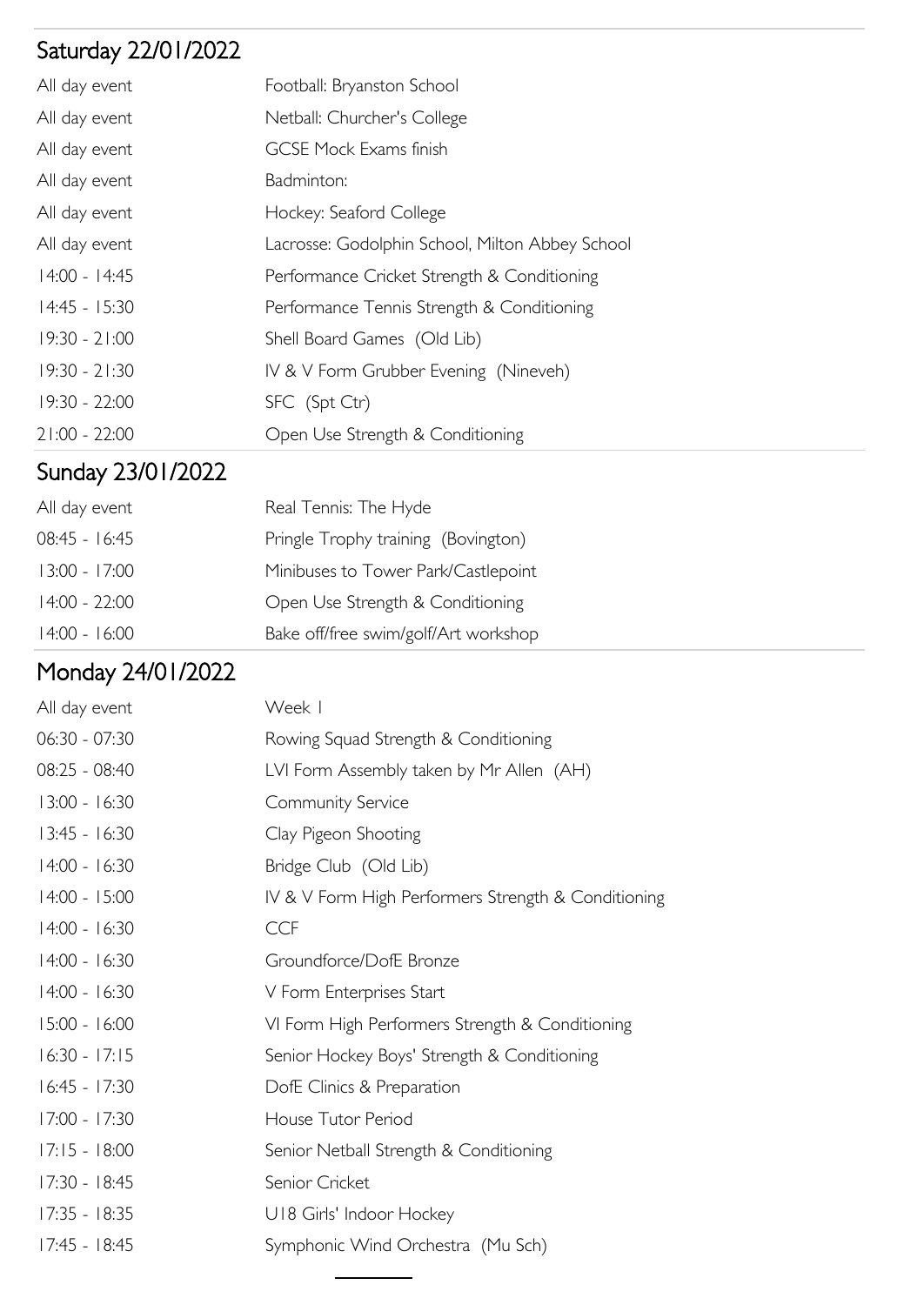## Saturday 22/01/2022

| | |
|---|---|
| All day event | Football: Bryanston School |
| All day event | Netball: Churcher's College |
| All day event | GCSE Mock Exams finish |
| All day event | Badminton: |
| All day event | Hockey: Seaford College |
| All day event | Lacrosse: Godolphin School, Milton Abbey School |
| 14:00 - 14:45 | Performance Cricket Strength & Conditioning |
| 14:45 - 15:30 | Performance Tennis Strength & Conditioning |
| 19:30 - 21:00 | Shell Board Games (Old Lib) |
| 19:30 - 21:30 | IV & V Form Grubber Evening (Nineveh) |
| 19:30 - 22:00 | SFC (Spt Ctr) |
| 21:00 - 22:00 | Open Use Strength & Conditioning |

## Sunday 23/01/2022

| | |
|---|---|
| All day event | Real Tennis: The Hyde |
| 08:45 - 16:45 | Pringle Trophy training (Bovington) |
| 13:00 - 17:00 | Minibuses to Tower Park/Castlepoint |
| 14:00 - 22:00 | Open Use Strength & Conditioning |
| 14:00 - 16:00 | Bake off/free swim/golf/Art workshop |

## Monday 24/01/2022

| | |
|---|---|
| All day event | Week 1 |
| 06:30 - 07:30 | Rowing Squad Strength & Conditioning |
| 08:25 - 08:40 | LVI Form Assembly taken by Mr Allen (AH) |
| 13:00 - 16:30 | Community Service |
| 13:45 - 16:30 | Clay Pigeon Shooting |
| 14:00 - 16:30 | Bridge Club (Old Lib) |
| 14:00 - 15:00 | IV & V Form High Performers Strength & Conditioning |
| 14:00 - 16:30 | CCF |
| 14:00 - 16:30 | Groundforce/DofE Bronze |
| 14:00 - 16:30 | V Form Enterprises Start |
| 15:00 - 16:00 | VI Form High Performers Strength & Conditioning |
| 16:30 - 17:15 | Senior Hockey Boys' Strength & Conditioning |
| 16:45 - 17:30 | DofE Clinics & Preparation |
| 17:00 - 17:30 | House Tutor Period |
| 17:15 - 18:00 | Senior Netball Strength & Conditioning |
| 17:30 - 18:45 | Senior Cricket |
| 17:35 - 18:35 | U18 Girls' Indoor Hockey |
| 17:45 - 18:45 | Symphonic Wind Orchestra (Mu Sch) |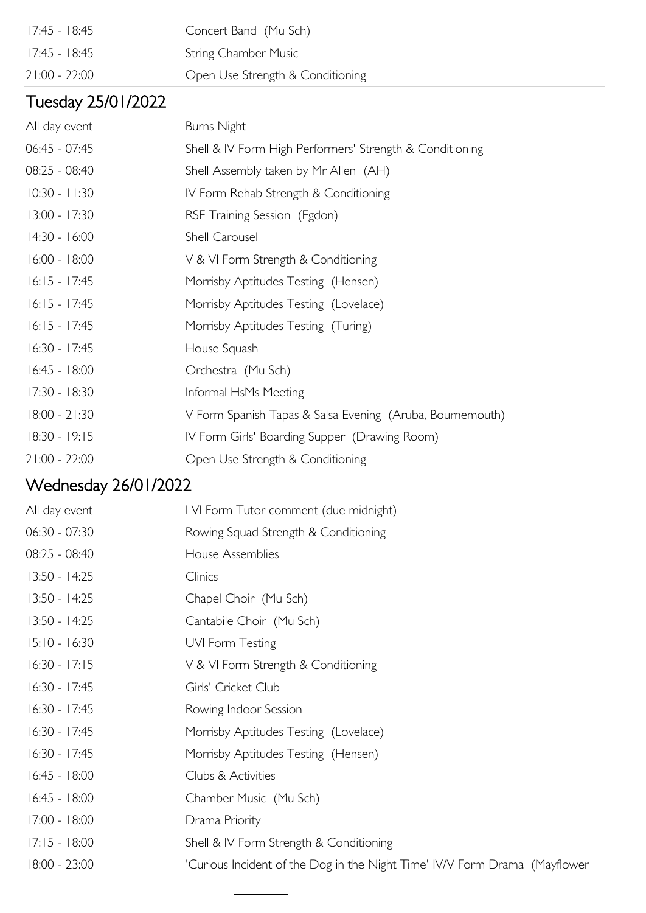| | |
|---|---|
| 17:45 - 18:45 | Concert Band (Mu Sch) |
| 17:45 - 18:45 | String Chamber Music |
| 21:00 - 22:00 | Open Use Strength & Conditioning |

## Tuesday 25/01/2022

| | |
|---|---|
| All day event | Burns Night |
| 06:45 - 07:45 | Shell & IV Form High Performers' Strength & Conditioning |
| 08:25 - 08:40 | Shell Assembly taken by Mr Allen (AH) |
| 10:30 - 11:30 | IV Form Rehab Strength & Conditioning |
| 13:00 - 17:30 | RSE Training Session (Egdon) |
| 14:30 - 16:00 | Shell Carousel |
| 16:00 - 18:00 | V & VI Form Strength & Conditioning |
| 16:15 - 17:45 | Morrisby Aptitudes Testing (Hensen) |
| 16:15 - 17:45 | Morrisby Aptitudes Testing (Lovelace) |
| 16:15 - 17:45 | Morrisby Aptitudes Testing (Turing) |
| 16:30 - 17:45 | House Squash |
| 16:45 - 18:00 | Orchestra (Mu Sch) |
| 17:30 - 18:30 | Informal HsMs Meeting |
| 18:00 - 21:30 | V Form Spanish Tapas & Salsa Evening (Aruba, Bournemouth) |
| 18:30 - 19:15 | IV Form Girls' Boarding Supper (Drawing Room) |
| 21:00 - 22:00 | Open Use Strength & Conditioning |

## Wednesday 26/01/2022

| | |
|---|---|
| All day event | LVI Form Tutor comment (due midnight) |
| 06:30 - 07:30 | Rowing Squad Strength & Conditioning |
| 08:25 - 08:40 | House Assemblies |
| 13:50 - 14:25 | Clinics |
| 13:50 - 14:25 | Chapel Choir (Mu Sch) |
| 13:50 - 14:25 | Cantabile Choir (Mu Sch) |
| 15:10 - 16:30 | UVI Form Testing |
| 16:30 - 17:15 | V & VI Form Strength & Conditioning |
| 16:30 - 17:45 | Girls' Cricket Club |
| 16:30 - 17:45 | Rowing Indoor Session |
| 16:30 - 17:45 | Morrisby Aptitudes Testing (Lovelace) |
| 16:30 - 17:45 | Morrisby Aptitudes Testing (Hensen) |
| 16:45 - 18:00 | Clubs & Activities |
| 16:45 - 18:00 | Chamber Music (Mu Sch) |
| 17:00 - 18:00 | Drama Priority |
| 17:15 - 18:00 | Shell & IV Form Strength & Conditioning |
| 18:00 - 23:00 | 'Curious Incident of the Dog in the Night Time' IV/V Form Drama (Mayflower |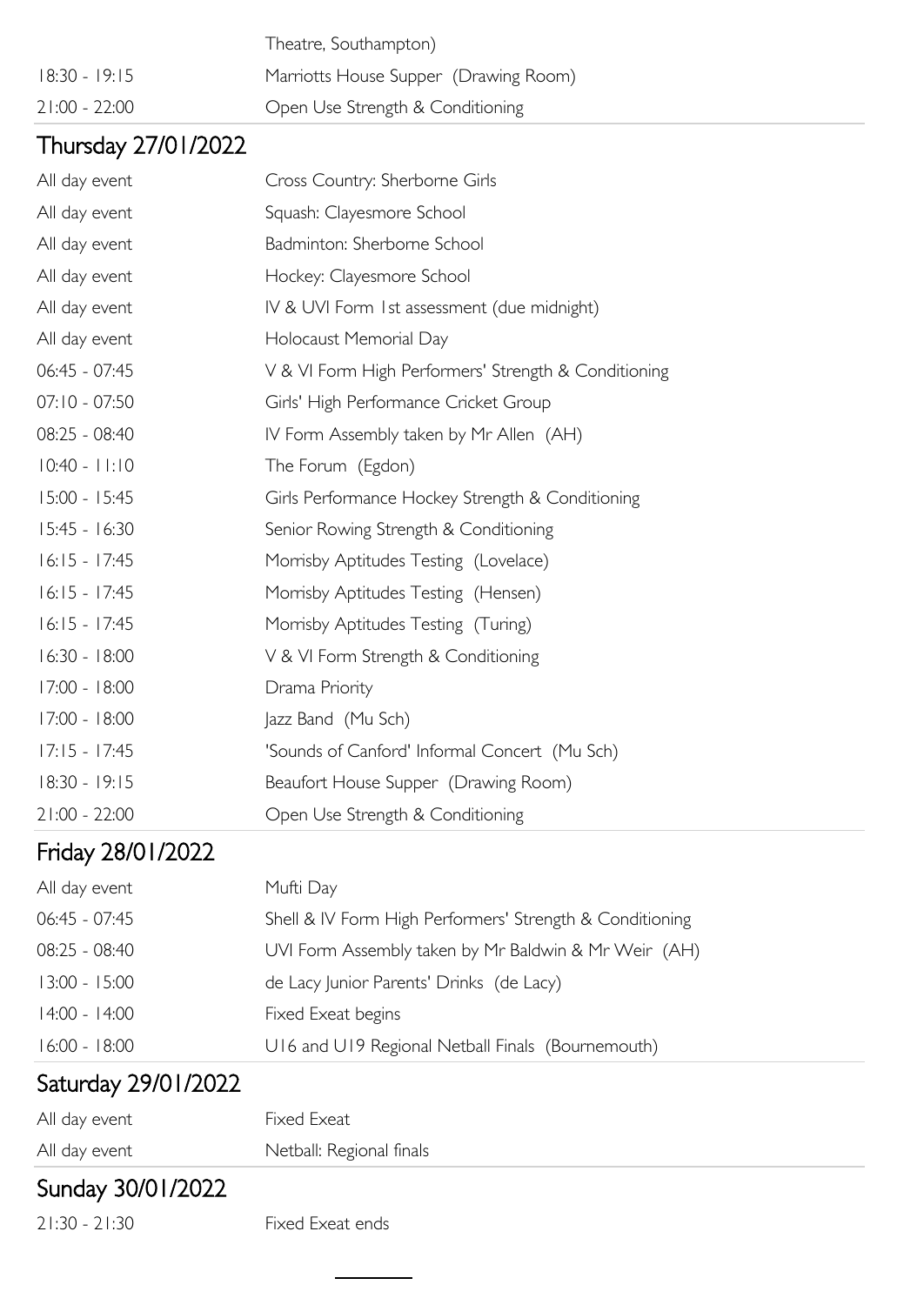| | Theatre, Southampton) |
|---|---|
| 18:30 - 19:15 | Marriotts House Supper (Drawing Room) |
| 21:00 - 22:00 | Open Use Strength & Conditioning |

## Thursday 27/01/2022

| | |
|---|---|
| All day event | Cross Country: Sherborne Girls |
| All day event | Squash: Clayesmore School |
| All day event | Badminton: Sherborne School |
| All day event | Hockey: Clayesmore School |
| All day event | IV & UVI Form 1st assessment (due midnight) |
| All day event | Holocaust Memorial Day |
| 06:45 - 07:45 | V & VI Form High Performers' Strength & Conditioning |
| 07:10 - 07:50 | Girls' High Performance Cricket Group |
| 08:25 - 08:40 | IV Form Assembly taken by Mr Allen (AH) |
| 10:40 - 11:10 | The Forum (Egdon) |
| 15:00 - 15:45 | Girls Performance Hockey Strength & Conditioning |
| 15:45 - 16:30 | Senior Rowing Strength & Conditioning |
| 16:15 - 17:45 | Morrisby Aptitudes Testing (Lovelace) |
| 16:15 - 17:45 | Morrisby Aptitudes Testing (Hensen) |
| 16:15 - 17:45 | Morrisby Aptitudes Testing (Turing) |
| 16:30 - 18:00 | V & VI Form Strength & Conditioning |
| 17:00 - 18:00 | Drama Priority |
| 17:00 - 18:00 | Jazz Band (Mu Sch) |
| 17:15 - 17:45 | 'Sounds of Canford' Informal Concert (Mu Sch) |
| 18:30 - 19:15 | Beaufort House Supper (Drawing Room) |
| 21:00 - 22:00 | Open Use Strength & Conditioning |

## Friday 28/01/2022

| | |
|---|---|
| All day event | Mufti Day |
| 06:45 - 07:45 | Shell & IV Form High Performers' Strength & Conditioning |
| 08:25 - 08:40 | UVI Form Assembly taken by Mr Baldwin & Mr Weir (AH) |
| 13:00 - 15:00 | de Lacy Junior Parents' Drinks (de Lacy) |
| 14:00 - 14:00 | Fixed Exeat begins |
| 16:00 - 18:00 | U16 and U19 Regional Netball Finals (Bournemouth) |

## Saturday 29/01/2022

| | |
|---|---|
| All day event | Fixed Exeat |
| All day event | Netball: Regional finals |

## Sunday 30/01/2022

| | |
|---|---|
| 21:30 - 21:30 | Fixed Exeat ends |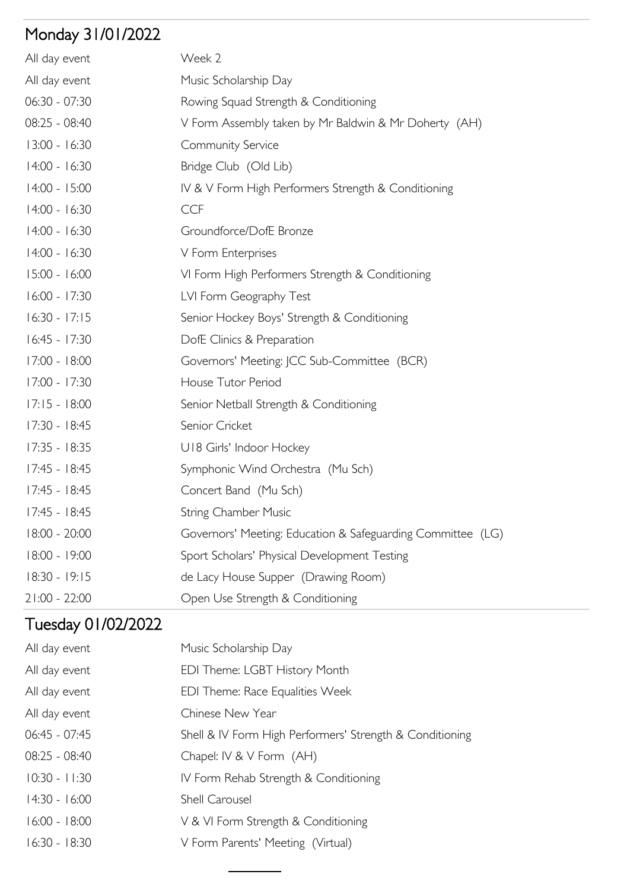## Monday 31/01/2022

| | |
|---|---|
| All day event | Week 2 |
| All day event | Music Scholarship Day |
| 06:30 - 07:30 | Rowing Squad Strength & Conditioning |
| 08:25 - 08:40 | V Form Assembly taken by Mr Baldwin & Mr Doherty (AH) |
| 13:00 - 16:30 | Community Service |
| 14:00 - 16:30 | Bridge Club (Old Lib) |
| 14:00 - 15:00 | IV & V Form High Performers Strength & Conditioning |
| 14:00 - 16:30 | CCF |
| 14:00 - 16:30 | Groundforce/DofE Bronze |
| 14:00 - 16:30 | V Form Enterprises |
| 15:00 - 16:00 | VI Form High Performers Strength & Conditioning |
| 16:00 - 17:30 | LVI Form Geography Test |
| 16:30 - 17:15 | Senior Hockey Boys' Strength & Conditioning |
| 16:45 - 17:30 | DofE Clinics & Preparation |
| 17:00 - 18:00 | Governors' Meeting: JCC Sub-Committee (BCR) |
| 17:00 - 17:30 | House Tutor Period |
| 17:15 - 18:00 | Senior Netball Strength & Conditioning |
| 17:30 - 18:45 | Senior Cricket |
| 17:35 - 18:35 | U18 Girls' Indoor Hockey |
| 17:45 - 18:45 | Symphonic Wind Orchestra (Mu Sch) |
| 17:45 - 18:45 | Concert Band (Mu Sch) |
| 17:45 - 18:45 | String Chamber Music |
| 18:00 - 20:00 | Governors' Meeting: Education & Safeguarding Committee (LG) |
| 18:00 - 19:00 | Sport Scholars' Physical Development Testing |
| 18:30 - 19:15 | de Lacy House Supper (Drawing Room) |
| 21:00 - 22:00 | Open Use Strength & Conditioning |

## Tuesday 01/02/2022

| | |
|---|---|
| All day event | Music Scholarship Day |
| All day event | EDI Theme: LGBT History Month |
| All day event | EDI Theme: Race Equalities Week |
| All day event | Chinese New Year |
| 06:45 - 07:45 | Shell & IV Form High Performers' Strength & Conditioning |
| 08:25 - 08:40 | Chapel: IV & V Form (AH) |
| 10:30 - 11:30 | IV Form Rehab Strength & Conditioning |
| 14:30 - 16:00 | Shell Carousel |
| 16:00 - 18:00 | V & VI Form Strength & Conditioning |
| 16:30 - 18:30 | V Form Parents' Meeting (Virtual) |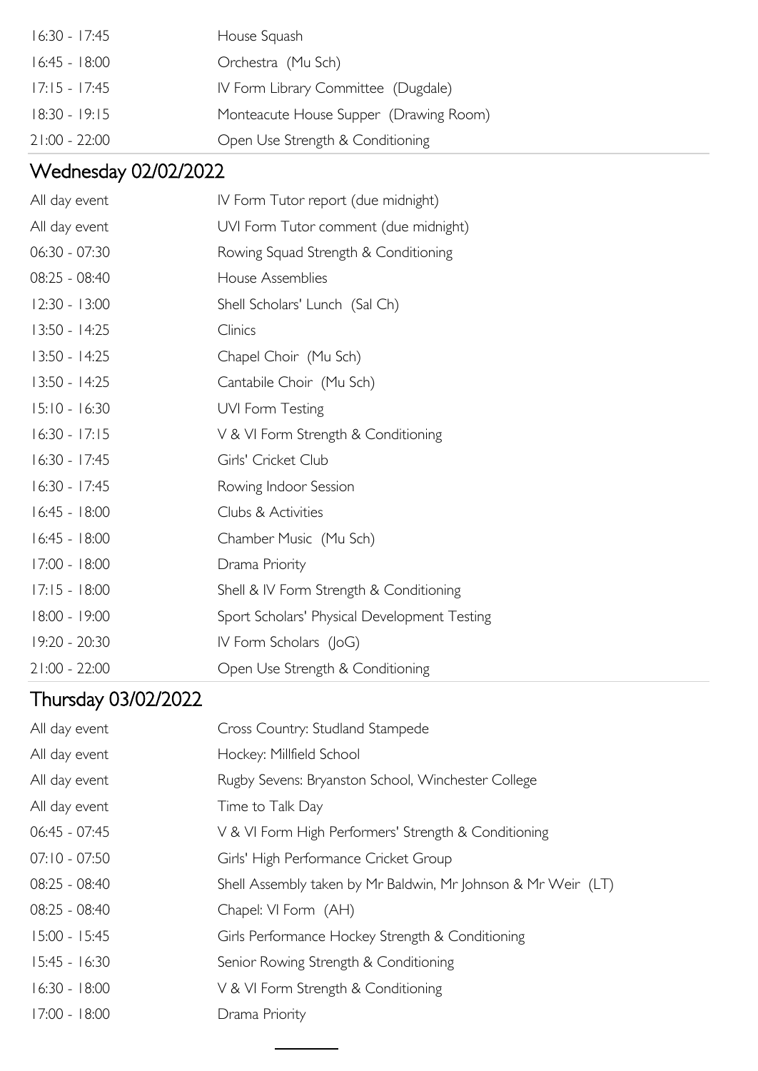| | |
|---|---|
| 16:30 - 17:45 | House Squash |
| 16:45 - 18:00 | Orchestra (Mu Sch) |
| 17:15 - 17:45 | IV Form Library Committee (Dugdale) |
| 18:30 - 19:15 | Monteacute House Supper (Drawing Room) |
| 21:00 - 22:00 | Open Use Strength & Conditioning |

## Wednesday 02/02/2022

| | |
|---|---|
| All day event | IV Form Tutor report (due midnight) |
| All day event | UVI Form Tutor comment (due midnight) |
| 06:30 - 07:30 | Rowing Squad Strength & Conditioning |
| 08:25 - 08:40 | House Assemblies |
| 12:30 - 13:00 | Shell Scholars' Lunch (Sal Ch) |
| 13:50 - 14:25 | Clinics |
| 13:50 - 14:25 | Chapel Choir (Mu Sch) |
| 13:50 - 14:25 | Cantabile Choir (Mu Sch) |
| 15:10 - 16:30 | UVI Form Testing |
| 16:30 - 17:15 | V & VI Form Strength & Conditioning |
| 16:30 - 17:45 | Girls' Cricket Club |
| 16:30 - 17:45 | Rowing Indoor Session |
| 16:45 - 18:00 | Clubs & Activities |
| 16:45 - 18:00 | Chamber Music (Mu Sch) |
| 17:00 - 18:00 | Drama Priority |
| 17:15 - 18:00 | Shell & IV Form Strength & Conditioning |
| 18:00 - 19:00 | Sport Scholars' Physical Development Testing |
| 19:20 - 20:30 | IV Form Scholars (JoG) |
| 21:00 - 22:00 | Open Use Strength & Conditioning |

## Thursday 03/02/2022

| | |
|---|---|
| All day event | Cross Country: Studland Stampede |
| All day event | Hockey: Millfield School |
| All day event | Rugby Sevens: Bryanston School, Winchester College |
| All day event | Time to Talk Day |
| 06:45 - 07:45 | V & VI Form High Performers' Strength & Conditioning |
| 07:10 - 07:50 | Girls' High Performance Cricket Group |
| 08:25 - 08:40 | Shell Assembly taken by Mr Baldwin, Mr Johnson & Mr Weir (LT) |
| 08:25 - 08:40 | Chapel: VI Form (AH) |
| 15:00 - 15:45 | Girls Performance Hockey Strength & Conditioning |
| 15:45 - 16:30 | Senior Rowing Strength & Conditioning |
| 16:30 - 18:00 | V & VI Form Strength & Conditioning |
| 17:00 - 18:00 | Drama Priority |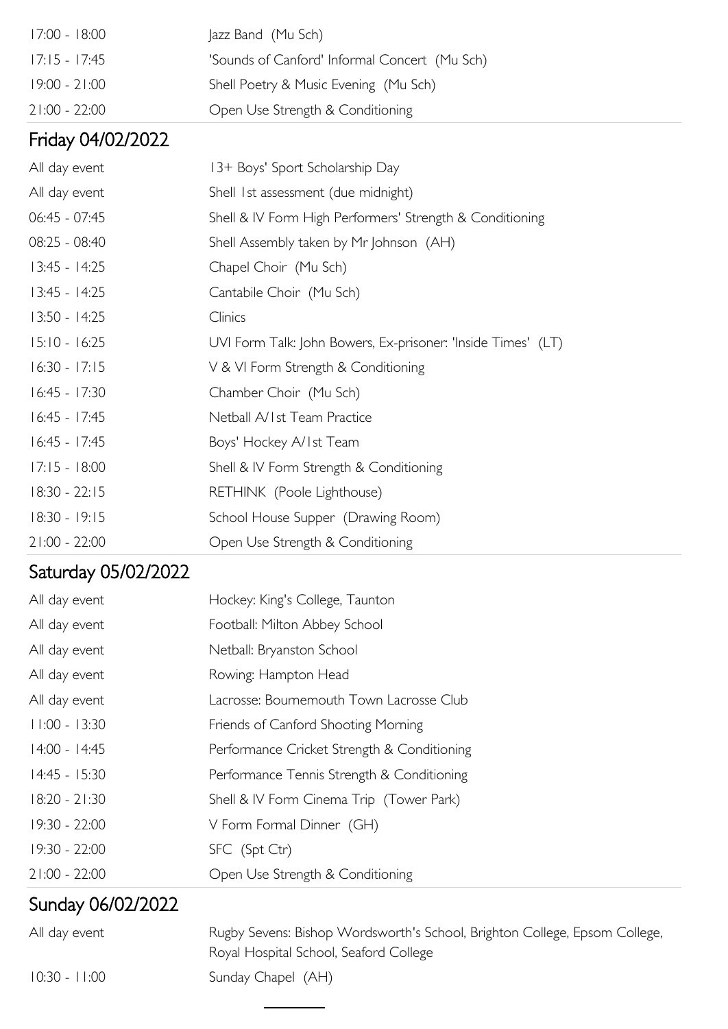| | |
|---|---|
| 17:00 - 18:00 | Jazz Band (Mu Sch) |
| 17:15 - 17:45 | 'Sounds of Canford' Informal Concert (Mu Sch) |
| 19:00 - 21:00 | Shell Poetry & Music Evening (Mu Sch) |
| 21:00 - 22:00 | Open Use Strength & Conditioning |

## Friday 04/02/2022

| | |
|---|---|
| All day event | 13+ Boys' Sport Scholarship Day |
| All day event | Shell 1st assessment (due midnight) |
| 06:45 - 07:45 | Shell & IV Form High Performers' Strength & Conditioning |
| 08:25 - 08:40 | Shell Assembly taken by Mr Johnson (AH) |
| 13:45 - 14:25 | Chapel Choir (Mu Sch) |
| 13:45 - 14:25 | Cantabile Choir (Mu Sch) |
| 13:50 - 14:25 | Clinics |
| 15:10 - 16:25 | UVI Form Talk: John Bowers, Ex-prisoner: 'Inside Times' (LT) |
| 16:30 - 17:15 | V & VI Form Strength & Conditioning |
| 16:45 - 17:30 | Chamber Choir (Mu Sch) |
| 16:45 - 17:45 | Netball A/1st Team Practice |
| 16:45 - 17:45 | Boys' Hockey A/1st Team |
| 17:15 - 18:00 | Shell & IV Form Strength & Conditioning |
| 18:30 - 22:15 | RETHINK (Poole Lighthouse) |
| 18:30 - 19:15 | School House Supper (Drawing Room) |
| 21:00 - 22:00 | Open Use Strength & Conditioning |

## Saturday 05/02/2022

| | |
|---|---|
| All day event | Hockey: King's College, Taunton |
| All day event | Football: Milton Abbey School |
| All day event | Netball: Bryanston School |
| All day event | Rowing: Hampton Head |
| All day event | Lacrosse: Bournemouth Town Lacrosse Club |
| 11:00 - 13:30 | Friends of Canford Shooting Morning |
| 14:00 - 14:45 | Performance Cricket Strength & Conditioning |
| 14:45 - 15:30 | Performance Tennis Strength & Conditioning |
| 18:20 - 21:30 | Shell & IV Form Cinema Trip (Tower Park) |
| 19:30 - 22:00 | V Form Formal Dinner (GH) |
| 19:30 - 22:00 | SFC (Spt Ctr) |
| 21:00 - 22:00 | Open Use Strength & Conditioning |

## Sunday 06/02/2022

| | |
|---|---|
| All day event | Rugby Sevens: Bishop Wordsworth's School, Brighton College, Epsom College, Royal Hospital School, Seaford College |
| 10:30 - 11:00 | Sunday Chapel (AH) |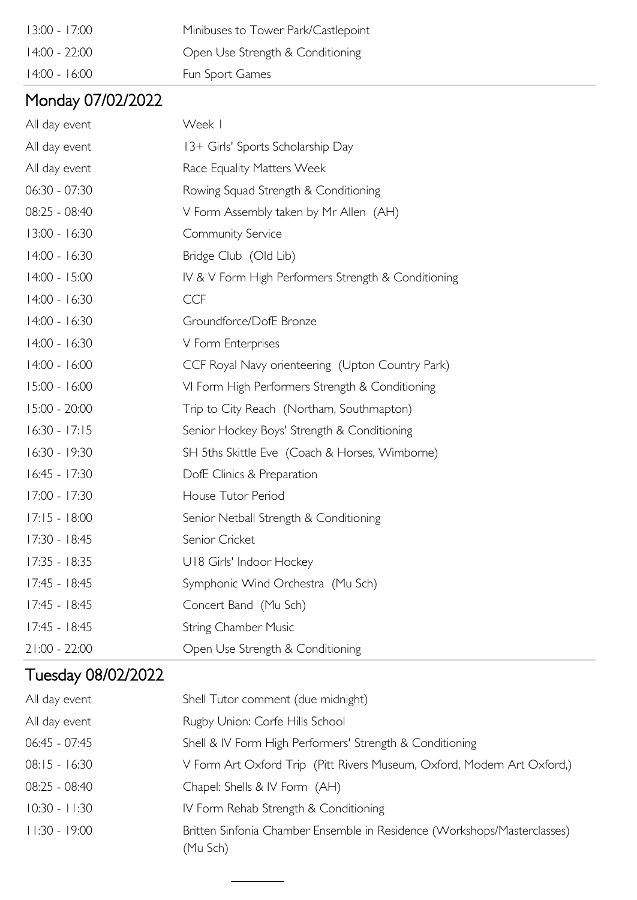| | |
|---|---|
| 13:00 - 17:00 | Minibuses to Tower Park/Castlepoint |
| 14:00 - 22:00 | Open Use Strength & Conditioning |
| 14:00 - 16:00 | Fun Sport Games |

## Monday 07/02/2022

| | |
|---|---|
| All day event | Week 1 |
| All day event | 13+ Girls' Sports Scholarship Day |
| All day event | Race Equality Matters Week |
| 06:30 - 07:30 | Rowing Squad Strength & Conditioning |
| 08:25 - 08:40 | V Form Assembly taken by Mr Allen (AH) |
| 13:00 - 16:30 | Community Service |
| 14:00 - 16:30 | Bridge Club (Old Lib) |
| 14:00 - 15:00 | IV & V Form High Performers Strength & Conditioning |
| 14:00 - 16:30 | CCF |
| 14:00 - 16:30 | Groundforce/DofE Bronze |
| 14:00 - 16:30 | V Form Enterprises |
| 14:00 - 16:00 | CCF Royal Navy orienteering (Upton Country Park) |
| 15:00 - 16:00 | VI Form High Performers Strength & Conditioning |
| 15:00 - 20:00 | Trip to City Reach (Northam, Southmapton) |
| 16:30 - 17:15 | Senior Hockey Boys' Strength & Conditioning |
| 16:30 - 19:30 | SH 5ths Skittle Eve (Coach & Horses, Wimborne) |
| 16:45 - 17:30 | DofE Clinics & Preparation |
| 17:00 - 17:30 | House Tutor Period |
| 17:15 - 18:00 | Senior Netball Strength & Conditioning |
| 17:30 - 18:45 | Senior Cricket |
| 17:35 - 18:35 | U18 Girls' Indoor Hockey |
| 17:45 - 18:45 | Symphonic Wind Orchestra (Mu Sch) |
| 17:45 - 18:45 | Concert Band (Mu Sch) |
| 17:45 - 18:45 | String Chamber Music |
| 21:00 - 22:00 | Open Use Strength & Conditioning |

## Tuesday 08/02/2022

| | |
|---|---|
| All day event | Shell Tutor comment (due midnight) |
| All day event | Rugby Union: Corfe Hills School |
| 06:45 - 07:45 | Shell & IV Form High Performers' Strength & Conditioning |
| 08:15 - 16:30 | V Form Art Oxford Trip (Pitt Rivers Museum, Oxford, Modern Art Oxford,) |
| 08:25 - 08:40 | Chapel: Shells & IV Form (AH) |
| 10:30 - 11:30 | IV Form Rehab Strength & Conditioning |
| 11:30 - 19:00 | Britten Sinfonia Chamber Ensemble in Residence (Workshops/Masterclasses) (Mu Sch) |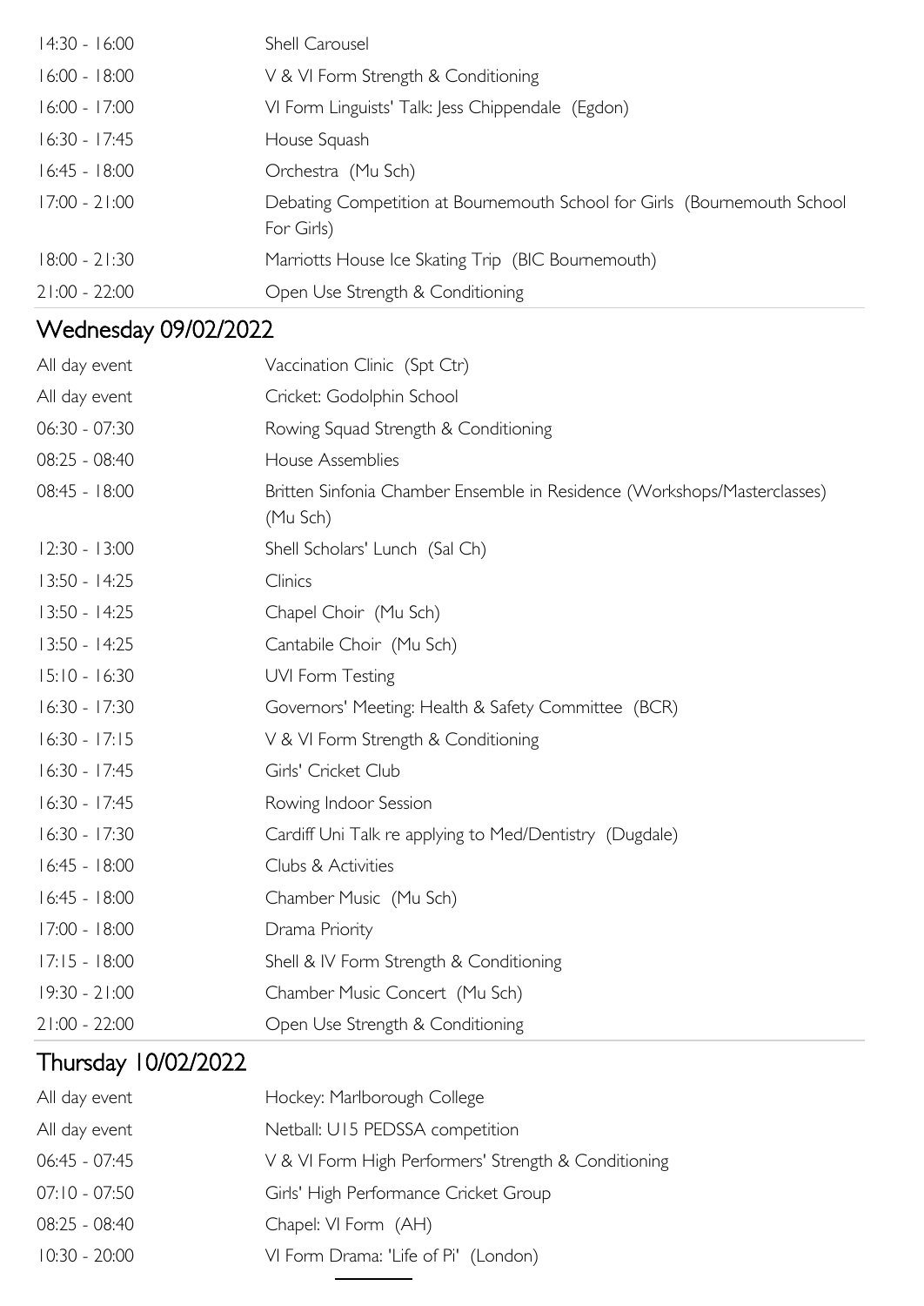| | |
|---|---|
| 14:30 - 16:00 | Shell Carousel |
| 16:00 - 18:00 | V & VI Form Strength & Conditioning |
| 16:00 - 17:00 | VI Form Linguists' Talk: Jess Chippendale (Egdon) |
| 16:30 - 17:45 | House Squash |
| 16:45 - 18:00 | Orchestra (Mu Sch) |
| 17:00 - 21:00 | Debating Competition at Bournemouth School for Girls (Bournemouth School For Girls) |
| 18:00 - 21:30 | Marriotts House Ice Skating Trip (BIC Bournemouth) |
| 21:00 - 22:00 | Open Use Strength & Conditioning |

## Wednesday 09/02/2022

| | |
|---|---|
| All day event | Vaccination Clinic (Spt Ctr) |
| All day event | Cricket: Godolphin School |
| 06:30 - 07:30 | Rowing Squad Strength & Conditioning |
| 08:25 - 08:40 | House Assemblies |
| 08:45 - 18:00 | Britten Sinfonia Chamber Ensemble in Residence (Workshops/Masterclasses) (Mu Sch) |
| 12:30 - 13:00 | Shell Scholars' Lunch (Sal Ch) |
| 13:50 - 14:25 | Clinics |
| 13:50 - 14:25 | Chapel Choir (Mu Sch) |
| 13:50 - 14:25 | Cantabile Choir (Mu Sch) |
| 15:10 - 16:30 | UVI Form Testing |
| 16:30 - 17:30 | Governors' Meeting: Health & Safety Committee (BCR) |
| 16:30 - 17:15 | V & VI Form Strength & Conditioning |
| 16:30 - 17:45 | Girls' Cricket Club |
| 16:30 - 17:45 | Rowing Indoor Session |
| 16:30 - 17:30 | Cardiff Uni Talk re applying to Med/Dentistry (Dugdale) |
| 16:45 - 18:00 | Clubs & Activities |
| 16:45 - 18:00 | Chamber Music (Mu Sch) |
| 17:00 - 18:00 | Drama Priority |
| 17:15 - 18:00 | Shell & IV Form Strength & Conditioning |
| 19:30 - 21:00 | Chamber Music Concert (Mu Sch) |
| 21:00 - 22:00 | Open Use Strength & Conditioning |

## Thursday 10/02/2022

| | |
|---|---|
| All day event | Hockey: Marlborough College |
| All day event | Netball: U15 PEDSSA competition |
| 06:45 - 07:45 | V & VI Form High Performers' Strength & Conditioning |
| 07:10 - 07:50 | Girls' High Performance Cricket Group |
| 08:25 - 08:40 | Chapel: VI Form (AH) |
| 10:30 - 20:00 | VI Form Drama: 'Life of Pi' (London) |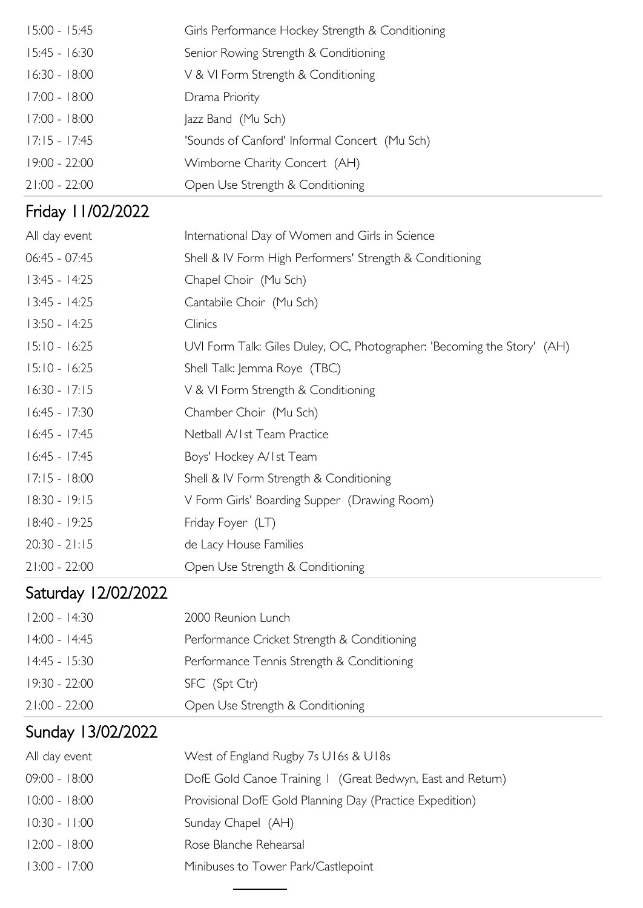| | |
|---|---|
| 15:00 - 15:45 | Girls Performance Hockey Strength & Conditioning |
| 15:45 - 16:30 | Senior Rowing Strength & Conditioning |
| 16:30 - 18:00 | V & VI Form Strength & Conditioning |
| 17:00 - 18:00 | Drama Priority |
| 17:00 - 18:00 | Jazz Band (Mu Sch) |
| 17:15 - 17:45 | 'Sounds of Canford' Informal Concert (Mu Sch) |
| 19:00 - 22:00 | Wimborne Charity Concert (AH) |
| 21:00 - 22:00 | Open Use Strength & Conditioning |

## Friday 11/02/2022

| | |
|---|---|
| All day event | International Day of Women and Girls in Science |
| 06:45 - 07:45 | Shell & IV Form High Performers' Strength & Conditioning |
| 13:45 - 14:25 | Chapel Choir (Mu Sch) |
| 13:45 - 14:25 | Cantabile Choir (Mu Sch) |
| 13:50 - 14:25 | Clinics |
| 15:10 - 16:25 | UVI Form Talk: Giles Duley, OC, Photographer: 'Becoming the Story' (AH) |
| 15:10 - 16:25 | Shell Talk: Jemma Roye (TBC) |
| 16:30 - 17:15 | V & VI Form Strength & Conditioning |
| 16:45 - 17:30 | Chamber Choir (Mu Sch) |
| 16:45 - 17:45 | Netball A/1st Team Practice |
| 16:45 - 17:45 | Boys' Hockey A/1st Team |
| 17:15 - 18:00 | Shell & IV Form Strength & Conditioning |
| 18:30 - 19:15 | V Form Girls' Boarding Supper (Drawing Room) |
| 18:40 - 19:25 | Friday Foyer (LT) |
| 20:30 - 21:15 | de Lacy House Families |
| 21:00 - 22:00 | Open Use Strength & Conditioning |

## Saturday 12/02/2022

| | |
|---|---|
| 12:00 - 14:30 | 2000 Reunion Lunch |
| 14:00 - 14:45 | Performance Cricket Strength & Conditioning |
| 14:45 - 15:30 | Performance Tennis Strength & Conditioning |
| 19:30 - 22:00 | SFC (Spt Ctr) |
| 21:00 - 22:00 | Open Use Strength & Conditioning |

## Sunday 13/02/2022

| | |
|---|---|
| All day event | West of England Rugby 7s U16s & U18s |
| 09:00 - 18:00 | DofE Gold Canoe Training 1 (Great Bedwyn, East and Return) |
| 10:00 - 18:00 | Provisional DofE Gold Planning Day (Practice Expedition) |
| 10:30 - 11:00 | Sunday Chapel (AH) |
| 12:00 - 18:00 | Rose Blanche Rehearsal |
| 13:00 - 17:00 | Minibuses to Tower Park/Castlepoint |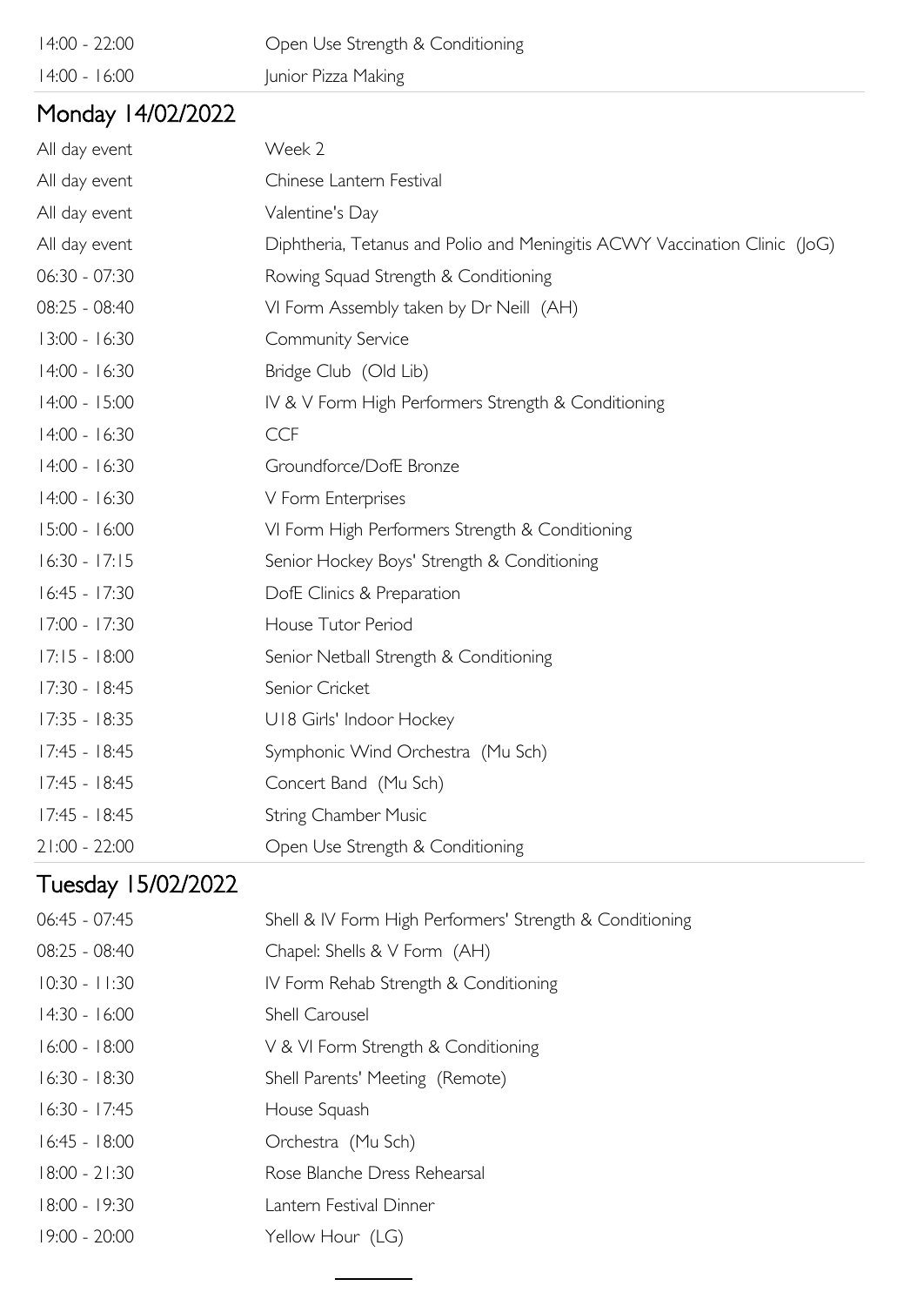| | |
|---|---|
| 14:00 - 22:00 | Open Use Strength & Conditioning |
| 14:00 - 16:00 | Junior Pizza Making |

## Monday 14/02/2022

| | |
|---|---|
| All day event | Week 2 |
| All day event | Chinese Lantern Festival |
| All day event | Valentine's Day |
| All day event | Diphtheria, Tetanus and Polio and Meningitis ACWY Vaccination Clinic (JoG) |
| 06:30 - 07:30 | Rowing Squad Strength & Conditioning |
| 08:25 - 08:40 | VI Form Assembly taken by Dr Neill (AH) |
| 13:00 - 16:30 | Community Service |
| 14:00 - 16:30 | Bridge Club (Old Lib) |
| 14:00 - 15:00 | IV & V Form High Performers Strength & Conditioning |
| 14:00 - 16:30 | CCF |
| 14:00 - 16:30 | Groundforce/DofE Bronze |
| 14:00 - 16:30 | V Form Enterprises |
| 15:00 - 16:00 | VI Form High Performers Strength & Conditioning |
| 16:30 - 17:15 | Senior Hockey Boys' Strength & Conditioning |
| 16:45 - 17:30 | DofE Clinics & Preparation |
| 17:00 - 17:30 | House Tutor Period |
| 17:15 - 18:00 | Senior Netball Strength & Conditioning |
| 17:30 - 18:45 | Senior Cricket |
| 17:35 - 18:35 | U18 Girls' Indoor Hockey |
| 17:45 - 18:45 | Symphonic Wind Orchestra (Mu Sch) |
| 17:45 - 18:45 | Concert Band (Mu Sch) |
| 17:45 - 18:45 | String Chamber Music |
| 21:00 - 22:00 | Open Use Strength & Conditioning |

## Tuesday 15/02/2022

| | |
|---|---|
| 06:45 - 07:45 | Shell & IV Form High Performers' Strength & Conditioning |
| 08:25 - 08:40 | Chapel: Shells & V Form (AH) |
| 10:30 - 11:30 | IV Form Rehab Strength & Conditioning |
| 14:30 - 16:00 | Shell Carousel |
| 16:00 - 18:00 | V & VI Form Strength & Conditioning |
| 16:30 - 18:30 | Shell Parents' Meeting (Remote) |
| 16:30 - 17:45 | House Squash |
| 16:45 - 18:00 | Orchestra (Mu Sch) |
| 18:00 - 21:30 | Rose Blanche Dress Rehearsal |
| 18:00 - 19:30 | Lantern Festival Dinner |
| 19:00 - 20:00 | Yellow Hour (LG) |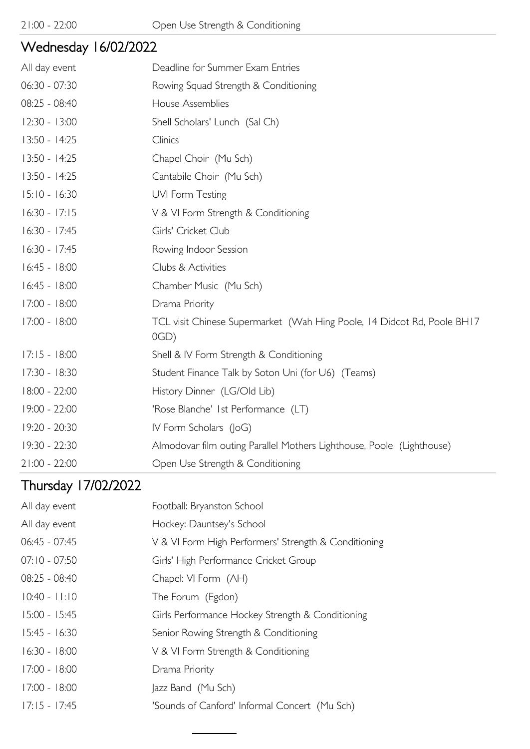| | |
|---|---|
| 21:00 - 22:00 | Open Use Strength & Conditioning |

## Wednesday 16/02/2022

| | |
|---|---|
| All day event | Deadline for Summer Exam Entries |
| 06:30 - 07:30 | Rowing Squad Strength & Conditioning |
| 08:25 - 08:40 | House Assemblies |
| 12:30 - 13:00 | Shell Scholars' Lunch (Sal Ch) |
| 13:50 - 14:25 | Clinics |
| 13:50 - 14:25 | Chapel Choir (Mu Sch) |
| 13:50 - 14:25 | Cantabile Choir (Mu Sch) |
| 15:10 - 16:30 | UVI Form Testing |
| 16:30 - 17:15 | V & VI Form Strength & Conditioning |
| 16:30 - 17:45 | Girls' Cricket Club |
| 16:30 - 17:45 | Rowing Indoor Session |
| 16:45 - 18:00 | Clubs & Activities |
| 16:45 - 18:00 | Chamber Music (Mu Sch) |
| 17:00 - 18:00 | Drama Priority |
| 17:00 - 18:00 | TCL visit Chinese Supermarket (Wah Hing Poole, 14 Didcot Rd, Poole BH17 0GD) |
| 17:15 - 18:00 | Shell & IV Form Strength & Conditioning |
| 17:30 - 18:30 | Student Finance Talk by Soton Uni (for U6) (Teams) |
| 18:00 - 22:00 | History Dinner (LG/Old Lib) |
| 19:00 - 22:00 | 'Rose Blanche' 1st Performance (LT) |
| 19:20 - 20:30 | IV Form Scholars (JoG) |
| 19:30 - 22:30 | Almodovar film outing Parallel Mothers Lighthouse, Poole (Lighthouse) |
| 21:00 - 22:00 | Open Use Strength & Conditioning |

## Thursday 17/02/2022

| | |
|---|---|
| All day event | Football: Bryanston School |
| All day event | Hockey: Dauntsey's School |
| 06:45 - 07:45 | V & VI Form High Performers' Strength & Conditioning |
| 07:10 - 07:50 | Girls' High Performance Cricket Group |
| 08:25 - 08:40 | Chapel: VI Form (AH) |
| 10:40 - 11:10 | The Forum (Egdon) |
| 15:00 - 15:45 | Girls Performance Hockey Strength & Conditioning |
| 15:45 - 16:30 | Senior Rowing Strength & Conditioning |
| 16:30 - 18:00 | V & VI Form Strength & Conditioning |
| 17:00 - 18:00 | Drama Priority |
| 17:00 - 18:00 | Jazz Band (Mu Sch) |
| 17:15 - 17:45 | 'Sounds of Canford' Informal Concert (Mu Sch) |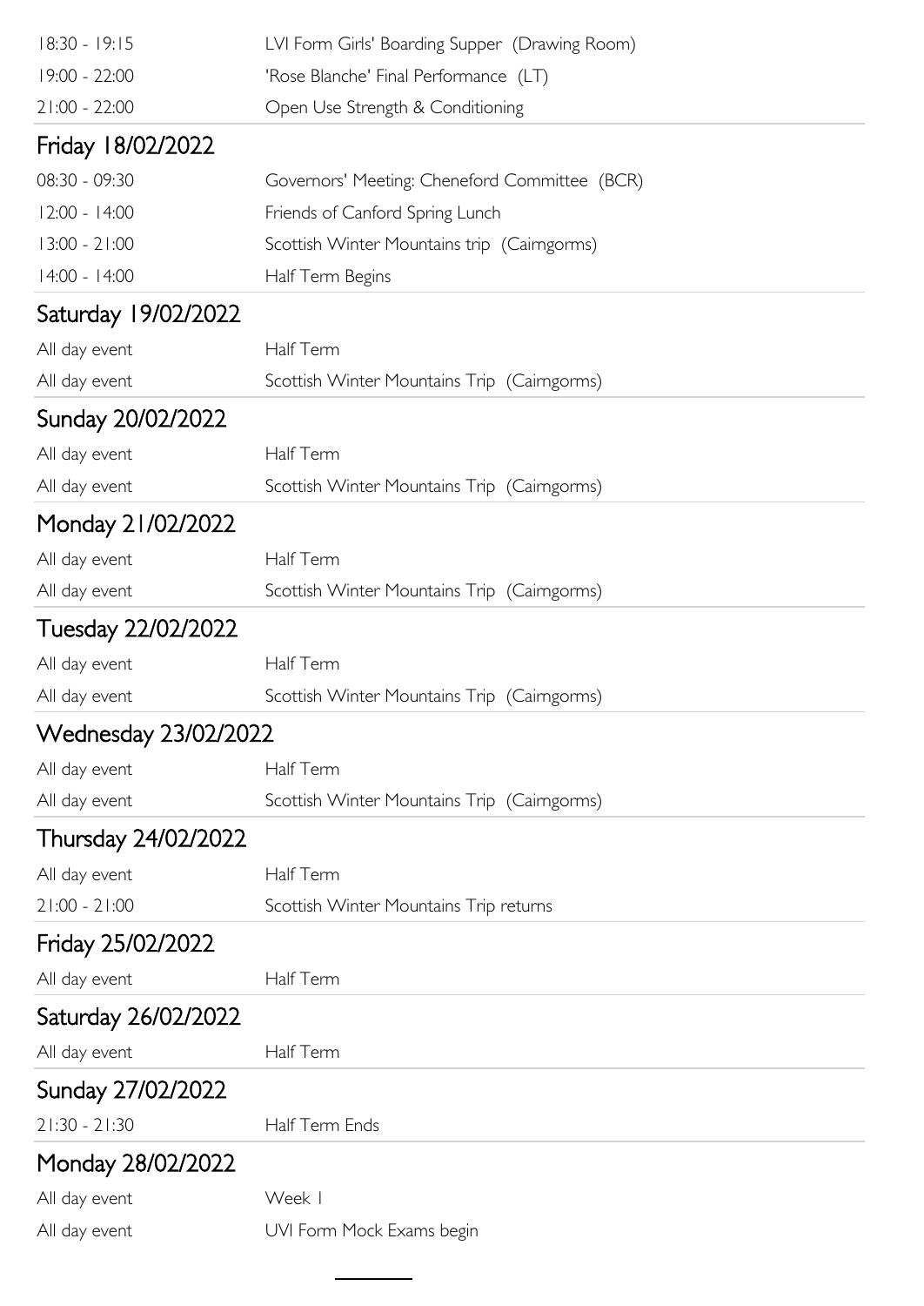| | |
|---|---|
| 18:30 - 19:15 | LVI Form Girls' Boarding Supper (Drawing Room) |
| 19:00 - 22:00 | 'Rose Blanche' Final Performance (LT) |
| 21:00 - 22:00 | Open Use Strength & Conditioning |

## Friday 18/02/2022

| | |
|---|---|
| 08:30 - 09:30 | Governors' Meeting: Cheneford Committee (BCR) |
| 12:00 - 14:00 | Friends of Canford Spring Lunch |
| 13:00 - 21:00 | Scottish Winter Mountains trip (Cairngorms) |
| 14:00 - 14:00 | Half Term Begins |

## Saturday 19/02/2022

| | |
|---|---|
| All day event | Half Term |
| All day event | Scottish Winter Mountains Trip (Cairngorms) |

## Sunday 20/02/2022

| | |
|---|---|
| All day event | Half Term |
| All day event | Scottish Winter Mountains Trip (Cairngorms) |

## Monday 21/02/2022

| | |
|---|---|
| All day event | Half Term |
| All day event | Scottish Winter Mountains Trip (Cairngorms) |

## Tuesday 22/02/2022

| | |
|---|---|
| All day event | Half Term |
| All day event | Scottish Winter Mountains Trip (Cairngorms) |

## Wednesday 23/02/2022

| | |
|---|---|
| All day event | Half Term |
| All day event | Scottish Winter Mountains Trip (Cairngorms) |

## Thursday 24/02/2022

| | |
|---|---|
| All day event | Half Term |
| 21:00 - 21:00 | Scottish Winter Mountains Trip returns |

## Friday 25/02/2022

| | |
|---|---|
| All day event | Half Term |

## Saturday 26/02/2022

| | |
|---|---|
| All day event | Half Term |

## Sunday 27/02/2022

| | |
|---|---|
| 21:30 - 21:30 | Half Term Ends |

## Monday 28/02/2022

| | |
|---|---|
| All day event | Week 1 |
| All day event | UVI Form Mock Exams begin |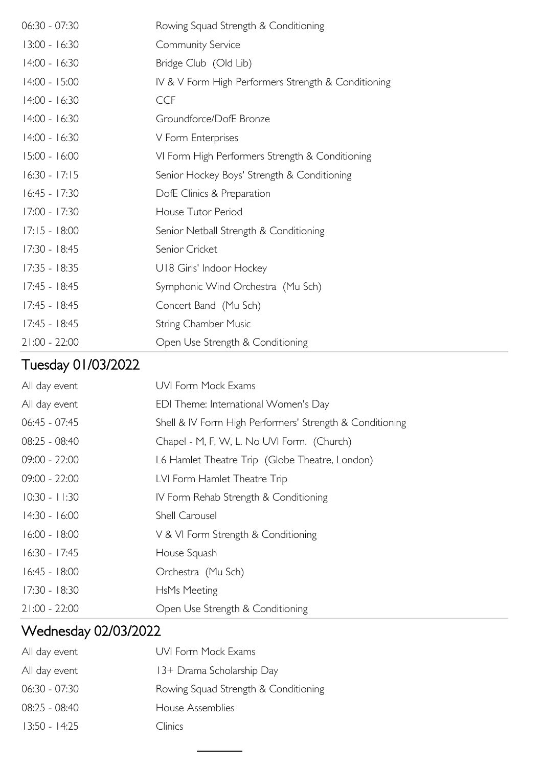| | |
|---|---|
| 06:30 - 07:30 | Rowing Squad Strength & Conditioning |
| 13:00 - 16:30 | Community Service |
| 14:00 - 16:30 | Bridge Club (Old Lib) |
| 14:00 - 15:00 | IV & V Form High Performers Strength & Conditioning |
| 14:00 - 16:30 | CCF |
| 14:00 - 16:30 | Groundforce/DofE Bronze |
| 14:00 - 16:30 | V Form Enterprises |
| 15:00 - 16:00 | VI Form High Performers Strength & Conditioning |
| 16:30 - 17:15 | Senior Hockey Boys' Strength & Conditioning |
| 16:45 - 17:30 | DofE Clinics & Preparation |
| 17:00 - 17:30 | House Tutor Period |
| 17:15 - 18:00 | Senior Netball Strength & Conditioning |
| 17:30 - 18:45 | Senior Cricket |
| 17:35 - 18:35 | U18 Girls' Indoor Hockey |
| 17:45 - 18:45 | Symphonic Wind Orchestra (Mu Sch) |
| 17:45 - 18:45 | Concert Band (Mu Sch) |
| 17:45 - 18:45 | String Chamber Music |
| 21:00 - 22:00 | Open Use Strength & Conditioning |

## Tuesday 01/03/2022

| | |
|---|---|
| All day event | UVI Form Mock Exams |
| All day event | EDI Theme: International Women's Day |
| 06:45 - 07:45 | Shell & IV Form High Performers' Strength & Conditioning |
| 08:25 - 08:40 | Chapel - M, F, W, L. No UVI Form. (Church) |
| 09:00 - 22:00 | L6 Hamlet Theatre Trip (Globe Theatre, London) |
| 09:00 - 22:00 | LVI Form Hamlet Theatre Trip |
| 10:30 - 11:30 | IV Form Rehab Strength & Conditioning |
| 14:30 - 16:00 | Shell Carousel |
| 16:00 - 18:00 | V & VI Form Strength & Conditioning |
| 16:30 - 17:45 | House Squash |
| 16:45 - 18:00 | Orchestra (Mu Sch) |
| 17:30 - 18:30 | HsMs Meeting |
| 21:00 - 22:00 | Open Use Strength & Conditioning |

## Wednesday 02/03/2022

| | |
|---|---|
| All day event | UVI Form Mock Exams |
| All day event | 13+ Drama Scholarship Day |
| 06:30 - 07:30 | Rowing Squad Strength & Conditioning |
| 08:25 - 08:40 | House Assemblies |
| 13:50 - 14:25 | Clinics |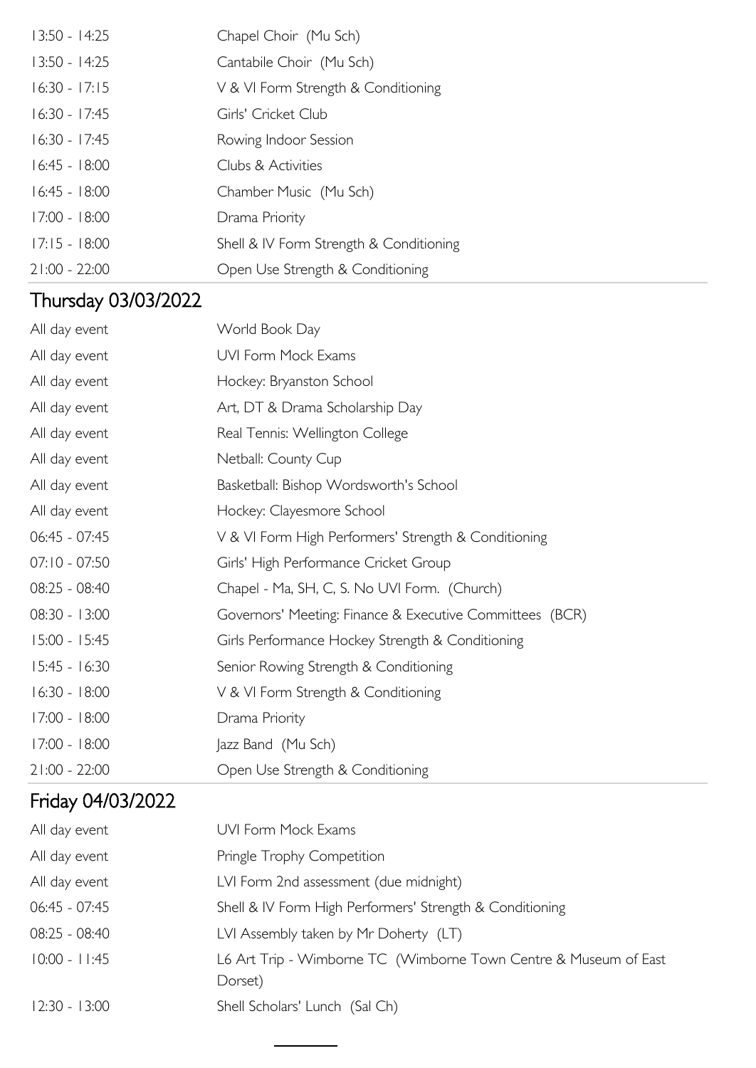| | |
|---|---|
| 13:50 - 14:25 | Chapel Choir (Mu Sch) |
| 13:50 - 14:25 | Cantabile Choir (Mu Sch) |
| 16:30 - 17:15 | V & VI Form Strength & Conditioning |
| 16:30 - 17:45 | Girls' Cricket Club |
| 16:30 - 17:45 | Rowing Indoor Session |
| 16:45 - 18:00 | Clubs & Activities |
| 16:45 - 18:00 | Chamber Music (Mu Sch) |
| 17:00 - 18:00 | Drama Priority |
| 17:15 - 18:00 | Shell & IV Form Strength & Conditioning |
| 21:00 - 22:00 | Open Use Strength & Conditioning |

## Thursday 03/03/2022

| | |
|---|---|
| All day event | World Book Day |
| All day event | UVI Form Mock Exams |
| All day event | Hockey: Bryanston School |
| All day event | Art, DT & Drama Scholarship Day |
| All day event | Real Tennis: Wellington College |
| All day event | Netball: County Cup |
| All day event | Basketball: Bishop Wordsworth's School |
| All day event | Hockey: Clayesmore School |
| 06:45 - 07:45 | V & VI Form High Performers' Strength & Conditioning |
| 07:10 - 07:50 | Girls' High Performance Cricket Group |
| 08:25 - 08:40 | Chapel - Ma, SH, C, S. No UVI Form. (Church) |
| 08:30 - 13:00 | Governors' Meeting: Finance & Executive Committees (BCR) |
| 15:00 - 15:45 | Girls Performance Hockey Strength & Conditioning |
| 15:45 - 16:30 | Senior Rowing Strength & Conditioning |
| 16:30 - 18:00 | V & VI Form Strength & Conditioning |
| 17:00 - 18:00 | Drama Priority |
| 17:00 - 18:00 | Jazz Band (Mu Sch) |
| 21:00 - 22:00 | Open Use Strength & Conditioning |

## Friday 04/03/2022

| | |
|---|---|
| All day event | UVI Form Mock Exams |
| All day event | Pringle Trophy Competition |
| All day event | LVI Form 2nd assessment (due midnight) |
| 06:45 - 07:45 | Shell & IV Form High Performers' Strength & Conditioning |
| 08:25 - 08:40 | LVI Assembly taken by Mr Doherty (LT) |
| 10:00 - 11:45 | L6 Art Trip - Wimborne TC (Wimborne Town Centre & Museum of East Dorset) |
| 12:30 - 13:00 | Shell Scholars' Lunch (Sal Ch) |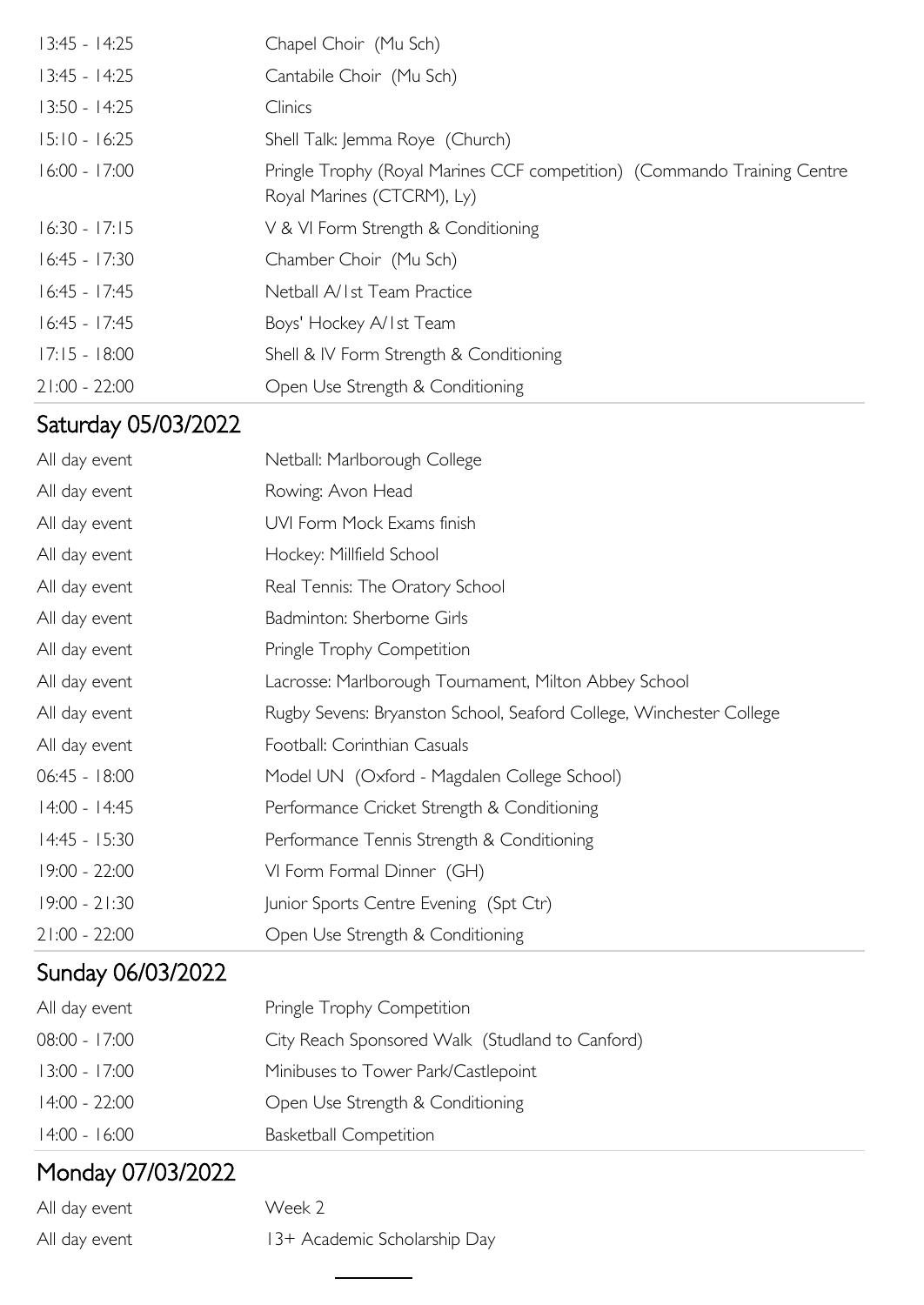| | |
|---|---|
| 13:45 - 14:25 | Chapel Choir (Mu Sch) |
| 13:45 - 14:25 | Cantabile Choir (Mu Sch) |
| 13:50 - 14:25 | Clinics |
| 15:10 - 16:25 | Shell Talk: Jemma Roye (Church) |
| 16:00 - 17:00 | Pringle Trophy (Royal Marines CCF competition) (Commando Training Centre Royal Marines (CTCRM), Ly) |
| 16:30 - 17:15 | V & VI Form Strength & Conditioning |
| 16:45 - 17:30 | Chamber Choir (Mu Sch) |
| 16:45 - 17:45 | Netball A/1st Team Practice |
| 16:45 - 17:45 | Boys' Hockey A/1st Team |
| 17:15 - 18:00 | Shell & IV Form Strength & Conditioning |
| 21:00 - 22:00 | Open Use Strength & Conditioning |

## Saturday 05/03/2022

| | |
|---|---|
| All day event | Netball: Marlborough College |
| All day event | Rowing: Avon Head |
| All day event | UVI Form Mock Exams finish |
| All day event | Hockey: Millfield School |
| All day event | Real Tennis: The Oratory School |
| All day event | Badminton: Sherborne Girls |
| All day event | Pringle Trophy Competition |
| All day event | Lacrosse: Marlborough Tournament, Milton Abbey School |
| All day event | Rugby Sevens: Bryanston School, Seaford College, Winchester College |
| All day event | Football: Corinthian Casuals |
| 06:45 - 18:00 | Model UN (Oxford - Magdalen College School) |
| 14:00 - 14:45 | Performance Cricket Strength & Conditioning |
| 14:45 - 15:30 | Performance Tennis Strength & Conditioning |
| 19:00 - 22:00 | VI Form Formal Dinner (GH) |
| 19:00 - 21:30 | Junior Sports Centre Evening (Spt Ctr) |
| 21:00 - 22:00 | Open Use Strength & Conditioning |

## Sunday 06/03/2022

| | |
|---|---|
| All day event | Pringle Trophy Competition |
| 08:00 - 17:00 | City Reach Sponsored Walk (Studland to Canford) |
| 13:00 - 17:00 | Minibuses to Tower Park/Castlepoint |
| 14:00 - 22:00 | Open Use Strength & Conditioning |
| 14:00 - 16:00 | Basketball Competition |

## Monday 07/03/2022

| | |
|---|---|
| All day event | Week 2 |
| All day event | 13+ Academic Scholarship Day |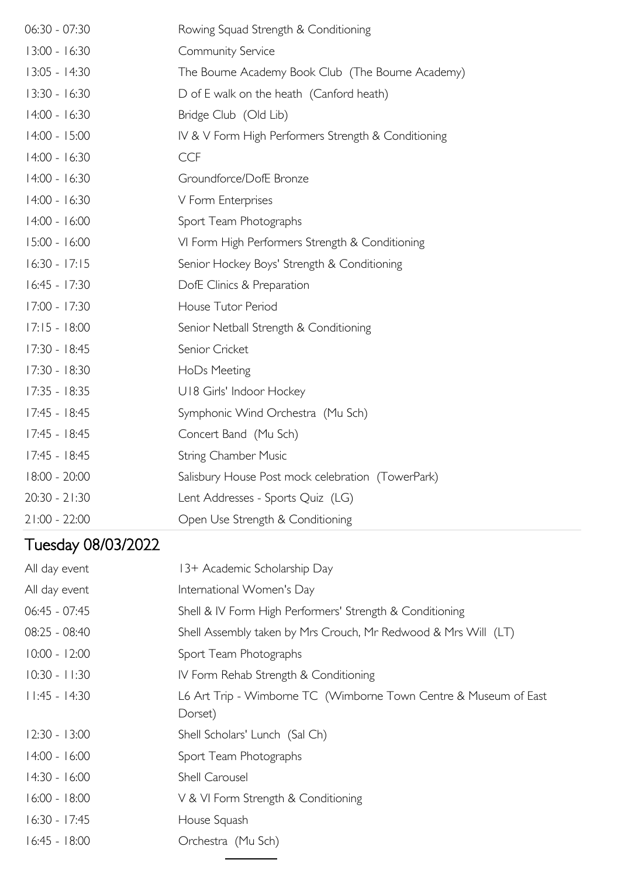| | |
|---|---|
| 06:30 - 07:30 | Rowing Squad Strength & Conditioning |
| 13:00 - 16:30 | Community Service |
| 13:05 - 14:30 | The Bourne Academy Book Club (The Bourne Academy) |
| 13:30 - 16:30 | D of E walk on the heath (Canford heath) |
| 14:00 - 16:30 | Bridge Club (Old Lib) |
| 14:00 - 15:00 | IV & V Form High Performers Strength & Conditioning |
| 14:00 - 16:30 | CCF |
| 14:00 - 16:30 | Groundforce/DofE Bronze |
| 14:00 - 16:30 | V Form Enterprises |
| 14:00 - 16:00 | Sport Team Photographs |
| 15:00 - 16:00 | VI Form High Performers Strength & Conditioning |
| 16:30 - 17:15 | Senior Hockey Boys' Strength & Conditioning |
| 16:45 - 17:30 | DofE Clinics & Preparation |
| 17:00 - 17:30 | House Tutor Period |
| 17:15 - 18:00 | Senior Netball Strength & Conditioning |
| 17:30 - 18:45 | Senior Cricket |
| 17:30 - 18:30 | HoDs Meeting |
| 17:35 - 18:35 | U18 Girls' Indoor Hockey |
| 17:45 - 18:45 | Symphonic Wind Orchestra (Mu Sch) |
| 17:45 - 18:45 | Concert Band (Mu Sch) |
| 17:45 - 18:45 | String Chamber Music |
| 18:00 - 20:00 | Salisbury House Post mock celebration (TowerPark) |
| 20:30 - 21:30 | Lent Addresses - Sports Quiz (LG) |
| 21:00 - 22:00 | Open Use Strength & Conditioning |

## Tuesday 08/03/2022

| | |
|---|---|
| All day event | 13+ Academic Scholarship Day |
| All day event | International Women's Day |
| 06:45 - 07:45 | Shell & IV Form High Performers' Strength & Conditioning |
| 08:25 - 08:40 | Shell Assembly taken by Mrs Crouch, Mr Redwood & Mrs Will (LT) |
| 10:00 - 12:00 | Sport Team Photographs |
| 10:30 - 11:30 | IV Form Rehab Strength & Conditioning |
| 11:45 - 14:30 | L6 Art Trip - Wimborne TC (Wimborne Town Centre & Museum of East Dorset) |
| 12:30 - 13:00 | Shell Scholars' Lunch (Sal Ch) |
| 14:00 - 16:00 | Sport Team Photographs |
| 14:30 - 16:00 | Shell Carousel |
| 16:00 - 18:00 | V & VI Form Strength & Conditioning |
| 16:30 - 17:45 | House Squash |
| 16:45 - 18:00 | Orchestra (Mu Sch) |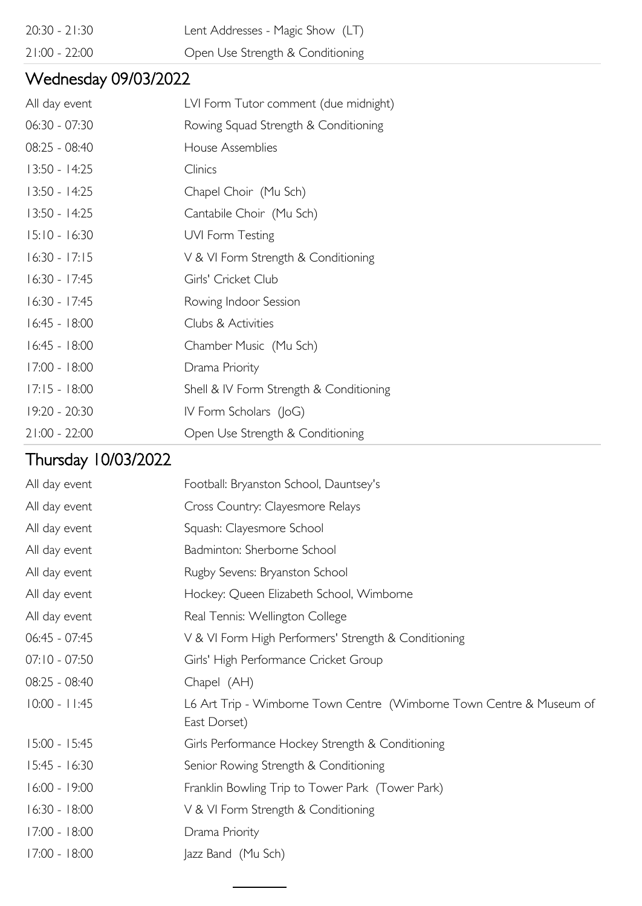| | |
|---|---|
| 20:30 - 21:30 | Lent Addresses - Magic Show (LT) |
| 21:00 - 22:00 | Open Use Strength & Conditioning |

## Wednesday 09/03/2022

| | |
|---|---|
| All day event | LVI Form Tutor comment (due midnight) |
| 06:30 - 07:30 | Rowing Squad Strength & Conditioning |
| 08:25 - 08:40 | House Assemblies |
| 13:50 - 14:25 | Clinics |
| 13:50 - 14:25 | Chapel Choir (Mu Sch) |
| 13:50 - 14:25 | Cantabile Choir (Mu Sch) |
| 15:10 - 16:30 | UVI Form Testing |
| 16:30 - 17:15 | V & VI Form Strength & Conditioning |
| 16:30 - 17:45 | Girls' Cricket Club |
| 16:30 - 17:45 | Rowing Indoor Session |
| 16:45 - 18:00 | Clubs & Activities |
| 16:45 - 18:00 | Chamber Music (Mu Sch) |
| 17:00 - 18:00 | Drama Priority |
| 17:15 - 18:00 | Shell & IV Form Strength & Conditioning |
| 19:20 - 20:30 | IV Form Scholars (JoG) |
| 21:00 - 22:00 | Open Use Strength & Conditioning |

## Thursday 10/03/2022

| | |
|---|---|
| All day event | Football: Bryanston School, Dauntsey's |
| All day event | Cross Country: Clayesmore Relays |
| All day event | Squash: Clayesmore School |
| All day event | Badminton: Sherborne School |
| All day event | Rugby Sevens: Bryanston School |
| All day event | Hockey: Queen Elizabeth School, Wimborne |
| All day event | Real Tennis: Wellington College |
| 06:45 - 07:45 | V & VI Form High Performers' Strength & Conditioning |
| 07:10 - 07:50 | Girls' High Performance Cricket Group |
| 08:25 - 08:40 | Chapel (AH) |
| 10:00 - 11:45 | L6 Art Trip - Wimborne Town Centre (Wimborne Town Centre & Museum of East Dorset) |
| 15:00 - 15:45 | Girls Performance Hockey Strength & Conditioning |
| 15:45 - 16:30 | Senior Rowing Strength & Conditioning |
| 16:00 - 19:00 | Franklin Bowling Trip to Tower Park (Tower Park) |
| 16:30 - 18:00 | V & VI Form Strength & Conditioning |
| 17:00 - 18:00 | Drama Priority |
| 17:00 - 18:00 | Jazz Band (Mu Sch) |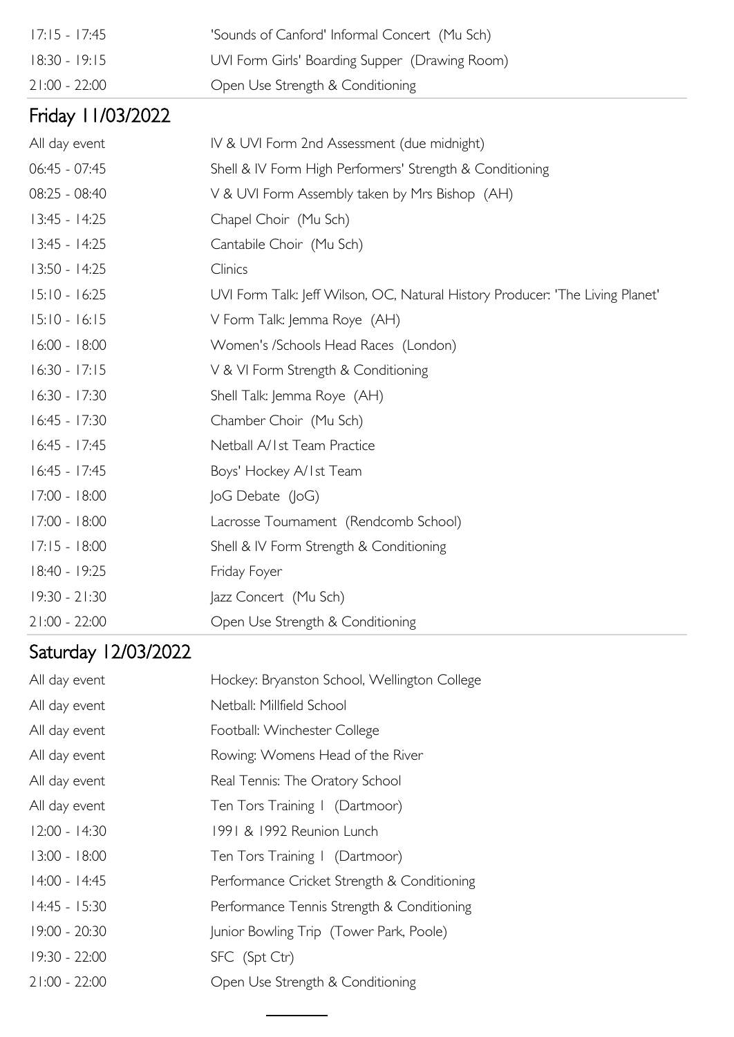| | |
|---|---|
| 17:15 - 17:45 | 'Sounds of Canford' Informal Concert (Mu Sch) |
| 18:30 - 19:15 | UVI Form Girls' Boarding Supper (Drawing Room) |
| 21:00 - 22:00 | Open Use Strength & Conditioning |

## Friday 11/03/2022

| | |
|---|---|
| All day event | IV & UVI Form 2nd Assessment (due midnight) |
| 06:45 - 07:45 | Shell & IV Form High Performers' Strength & Conditioning |
| 08:25 - 08:40 | V & UVI Form Assembly taken by Mrs Bishop (AH) |
| 13:45 - 14:25 | Chapel Choir (Mu Sch) |
| 13:45 - 14:25 | Cantabile Choir (Mu Sch) |
| 13:50 - 14:25 | Clinics |
| 15:10 - 16:25 | UVI Form Talk: Jeff Wilson, OC, Natural History Producer: 'The Living Planet' |
| 15:10 - 16:15 | V Form Talk: Jemma Roye (AH) |
| 16:00 - 18:00 | Women's /Schools Head Races (London) |
| 16:30 - 17:15 | V & VI Form Strength & Conditioning |
| 16:30 - 17:30 | Shell Talk: Jemma Roye (AH) |
| 16:45 - 17:30 | Chamber Choir (Mu Sch) |
| 16:45 - 17:45 | Netball A/1st Team Practice |
| 16:45 - 17:45 | Boys' Hockey A/1st Team |
| 17:00 - 18:00 | JoG Debate (JoG) |
| 17:00 - 18:00 | Lacrosse Tournament (Rendcomb School) |
| 17:15 - 18:00 | Shell & IV Form Strength & Conditioning |
| 18:40 - 19:25 | Friday Foyer |
| 19:30 - 21:30 | Jazz Concert (Mu Sch) |
| 21:00 - 22:00 | Open Use Strength & Conditioning |

## Saturday 12/03/2022

| | |
|---|---|
| All day event | Hockey: Bryanston School, Wellington College |
| All day event | Netball: Millfield School |
| All day event | Football: Winchester College |
| All day event | Rowing: Womens Head of the River |
| All day event | Real Tennis: The Oratory School |
| All day event | Ten Tors Training 1 (Dartmoor) |
| 12:00 - 14:30 | 1991 & 1992 Reunion Lunch |
| 13:00 - 18:00 | Ten Tors Training 1 (Dartmoor) |
| 14:00 - 14:45 | Performance Cricket Strength & Conditioning |
| 14:45 - 15:30 | Performance Tennis Strength & Conditioning |
| 19:00 - 20:30 | Junior Bowling Trip (Tower Park, Poole) |
| 19:30 - 22:00 | SFC (Spt Ctr) |
| 21:00 - 22:00 | Open Use Strength & Conditioning |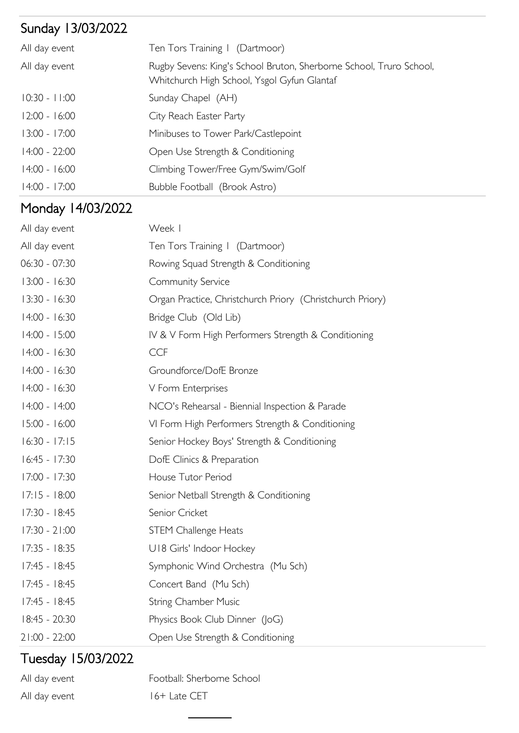## Sunday 13/03/2022

| | |
|---|---|
| All day event | Ten Tors Training 1 (Dartmoor) |
| All day event | Rugby Sevens: King's School Bruton, Sherborne School, Truro School, Whitchurch High School, Ysgol Gyfun Glantaf |
| 10:30 - 11:00 | Sunday Chapel (AH) |
| 12:00 - 16:00 | City Reach Easter Party |
| 13:00 - 17:00 | Minibuses to Tower Park/Castlepoint |
| 14:00 - 22:00 | Open Use Strength & Conditioning |
| 14:00 - 16:00 | Climbing Tower/Free Gym/Swim/Golf |
| 14:00 - 17:00 | Bubble Football (Brook Astro) |

## Monday 14/03/2022

| | |
|---|---|
| All day event | Week 1 |
| All day event | Ten Tors Training 1 (Dartmoor) |
| 06:30 - 07:30 | Rowing Squad Strength & Conditioning |
| 13:00 - 16:30 | Community Service |
| 13:30 - 16:30 | Organ Practice, Christchurch Priory (Christchurch Priory) |
| 14:00 - 16:30 | Bridge Club (Old Lib) |
| 14:00 - 15:00 | IV & V Form High Performers Strength & Conditioning |
| 14:00 - 16:30 | CCF |
| 14:00 - 16:30 | Groundforce/DofE Bronze |
| 14:00 - 16:30 | V Form Enterprises |
| 14:00 - 14:00 | NCO's Rehearsal - Biennial Inspection & Parade |
| 15:00 - 16:00 | VI Form High Performers Strength & Conditioning |
| 16:30 - 17:15 | Senior Hockey Boys' Strength & Conditioning |
| 16:45 - 17:30 | DofE Clinics & Preparation |
| 17:00 - 17:30 | House Tutor Period |
| 17:15 - 18:00 | Senior Netball Strength & Conditioning |
| 17:30 - 18:45 | Senior Cricket |
| 17:30 - 21:00 | STEM Challenge Heats |
| 17:35 - 18:35 | U18 Girls' Indoor Hockey |
| 17:45 - 18:45 | Symphonic Wind Orchestra (Mu Sch) |
| 17:45 - 18:45 | Concert Band (Mu Sch) |
| 17:45 - 18:45 | String Chamber Music |
| 18:45 - 20:30 | Physics Book Club Dinner (JoG) |
| 21:00 - 22:00 | Open Use Strength & Conditioning |

## Tuesday 15/03/2022

| | |
|---|---|
| All day event | Football: Sherborne School |
| All day event | 16+ Late CET |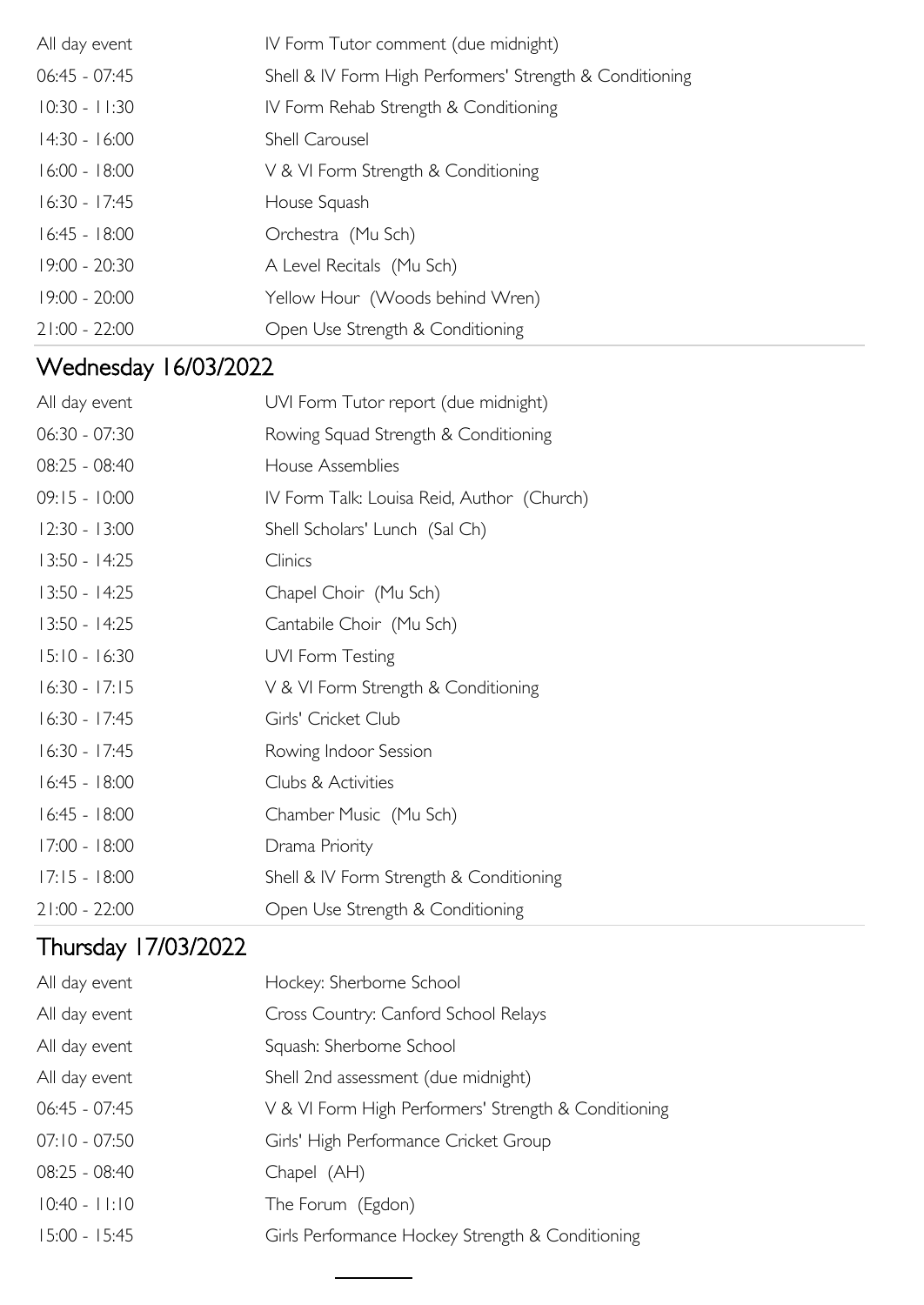| | |
|---|---|
| All day event | IV Form Tutor comment (due midnight) |
| 06:45 - 07:45 | Shell & IV Form High Performers' Strength & Conditioning |
| 10:30 - 11:30 | IV Form Rehab Strength & Conditioning |
| 14:30 - 16:00 | Shell Carousel |
| 16:00 - 18:00 | V & VI Form Strength & Conditioning |
| 16:30 - 17:45 | House Squash |
| 16:45 - 18:00 | Orchestra (Mu Sch) |
| 19:00 - 20:30 | A Level Recitals (Mu Sch) |
| 19:00 - 20:00 | Yellow Hour (Woods behind Wren) |
| 21:00 - 22:00 | Open Use Strength & Conditioning |

## Wednesday 16/03/2022

| | |
|---|---|
| All day event | UVI Form Tutor report (due midnight) |
| 06:30 - 07:30 | Rowing Squad Strength & Conditioning |
| 08:25 - 08:40 | House Assemblies |
| 09:15 - 10:00 | IV Form Talk: Louisa Reid, Author (Church) |
| 12:30 - 13:00 | Shell Scholars' Lunch (Sal Ch) |
| 13:50 - 14:25 | Clinics |
| 13:50 - 14:25 | Chapel Choir (Mu Sch) |
| 13:50 - 14:25 | Cantabile Choir (Mu Sch) |
| 15:10 - 16:30 | UVI Form Testing |
| 16:30 - 17:15 | V & VI Form Strength & Conditioning |
| 16:30 - 17:45 | Girls' Cricket Club |
| 16:30 - 17:45 | Rowing Indoor Session |
| 16:45 - 18:00 | Clubs & Activities |
| 16:45 - 18:00 | Chamber Music (Mu Sch) |
| 17:00 - 18:00 | Drama Priority |
| 17:15 - 18:00 | Shell & IV Form Strength & Conditioning |
| 21:00 - 22:00 | Open Use Strength & Conditioning |

## Thursday 17/03/2022

| | |
|---|---|
| All day event | Hockey: Sherborne School |
| All day event | Cross Country: Canford School Relays |
| All day event | Squash: Sherborne School |
| All day event | Shell 2nd assessment (due midnight) |
| 06:45 - 07:45 | V & VI Form High Performers' Strength & Conditioning |
| 07:10 - 07:50 | Girls' High Performance Cricket Group |
| 08:25 - 08:40 | Chapel (AH) |
| 10:40 - 11:10 | The Forum (Egdon) |
| 15:00 - 15:45 | Girls Performance Hockey Strength & Conditioning |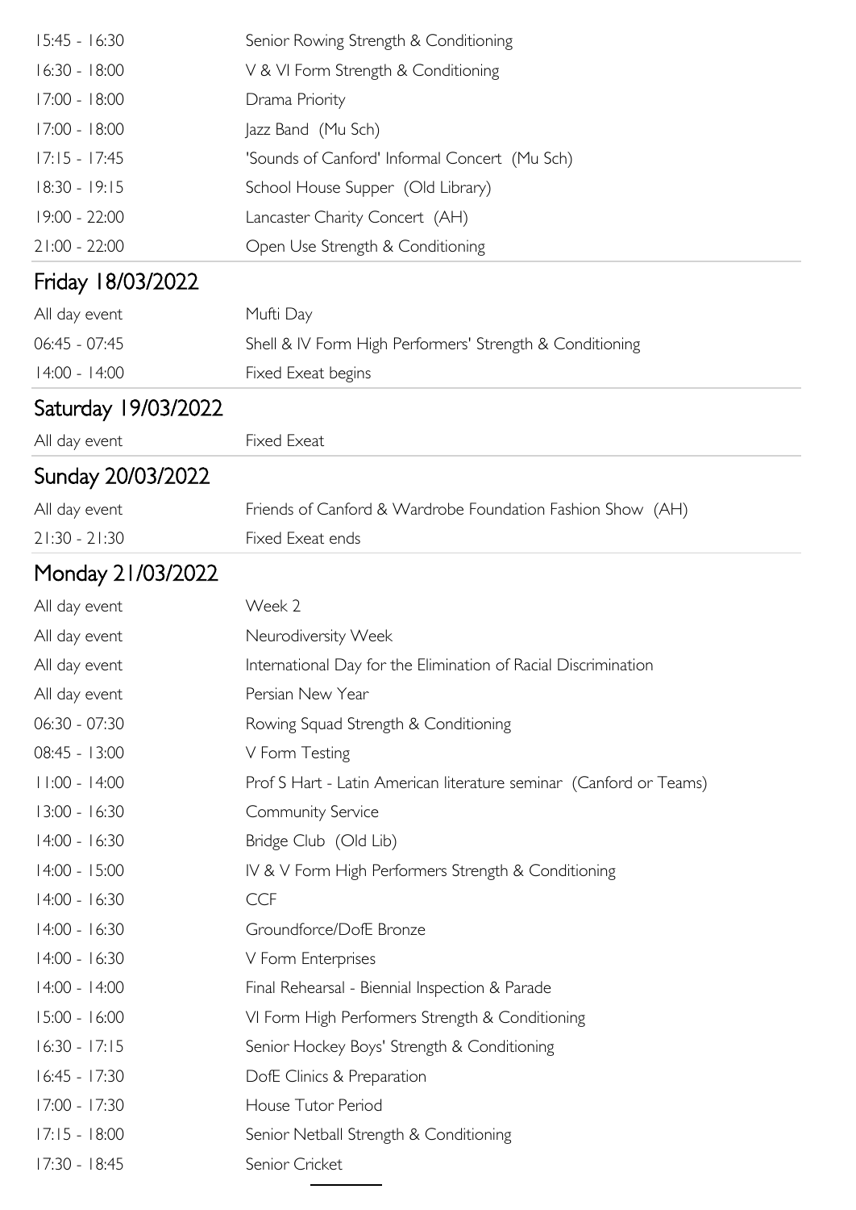| | |
|---|---|
| 15:45 - 16:30 | Senior Rowing Strength & Conditioning |
| 16:30 - 18:00 | V & VI Form Strength & Conditioning |
| 17:00 - 18:00 | Drama Priority |
| 17:00 - 18:00 | Jazz Band (Mu Sch) |
| 17:15 - 17:45 | 'Sounds of Canford' Informal Concert (Mu Sch) |
| 18:30 - 19:15 | School House Supper (Old Library) |
| 19:00 - 22:00 | Lancaster Charity Concert (AH) |
| 21:00 - 22:00 | Open Use Strength & Conditioning |

## Friday 18/03/2022

| | |
|---|---|
| All day event | Mufti Day |
| 06:45 - 07:45 | Shell & IV Form High Performers' Strength & Conditioning |
| 14:00 - 14:00 | Fixed Exeat begins |

## Saturday 19/03/2022

| | |
|---|---|
| All day event | Fixed Exeat |

## Sunday 20/03/2022

| | |
|---|---|
| All day event | Friends of Canford & Wardrobe Foundation Fashion Show (AH) |
| 21:30 - 21:30 | Fixed Exeat ends |

## Monday 21/03/2022

| | |
|---|---|
| All day event | Week 2 |
| All day event | Neurodiversity Week |
| All day event | International Day for the Elimination of Racial Discrimination |
| All day event | Persian New Year |
| 06:30 - 07:30 | Rowing Squad Strength & Conditioning |
| 08:45 - 13:00 | V Form Testing |
| 11:00 - 14:00 | Prof S Hart - Latin American literature seminar (Canford or Teams) |
| 13:00 - 16:30 | Community Service |
| 14:00 - 16:30 | Bridge Club (Old Lib) |
| 14:00 - 15:00 | IV & V Form High Performers Strength & Conditioning |
| 14:00 - 16:30 | CCF |
| 14:00 - 16:30 | Groundforce/DofE Bronze |
| 14:00 - 16:30 | V Form Enterprises |
| 14:00 - 14:00 | Final Rehearsal - Biennial Inspection & Parade |
| 15:00 - 16:00 | VI Form High Performers Strength & Conditioning |
| 16:30 - 17:15 | Senior Hockey Boys' Strength & Conditioning |
| 16:45 - 17:30 | DofE Clinics & Preparation |
| 17:00 - 17:30 | House Tutor Period |
| 17:15 - 18:00 | Senior Netball Strength & Conditioning |
| 17:30 - 18:45 | Senior Cricket |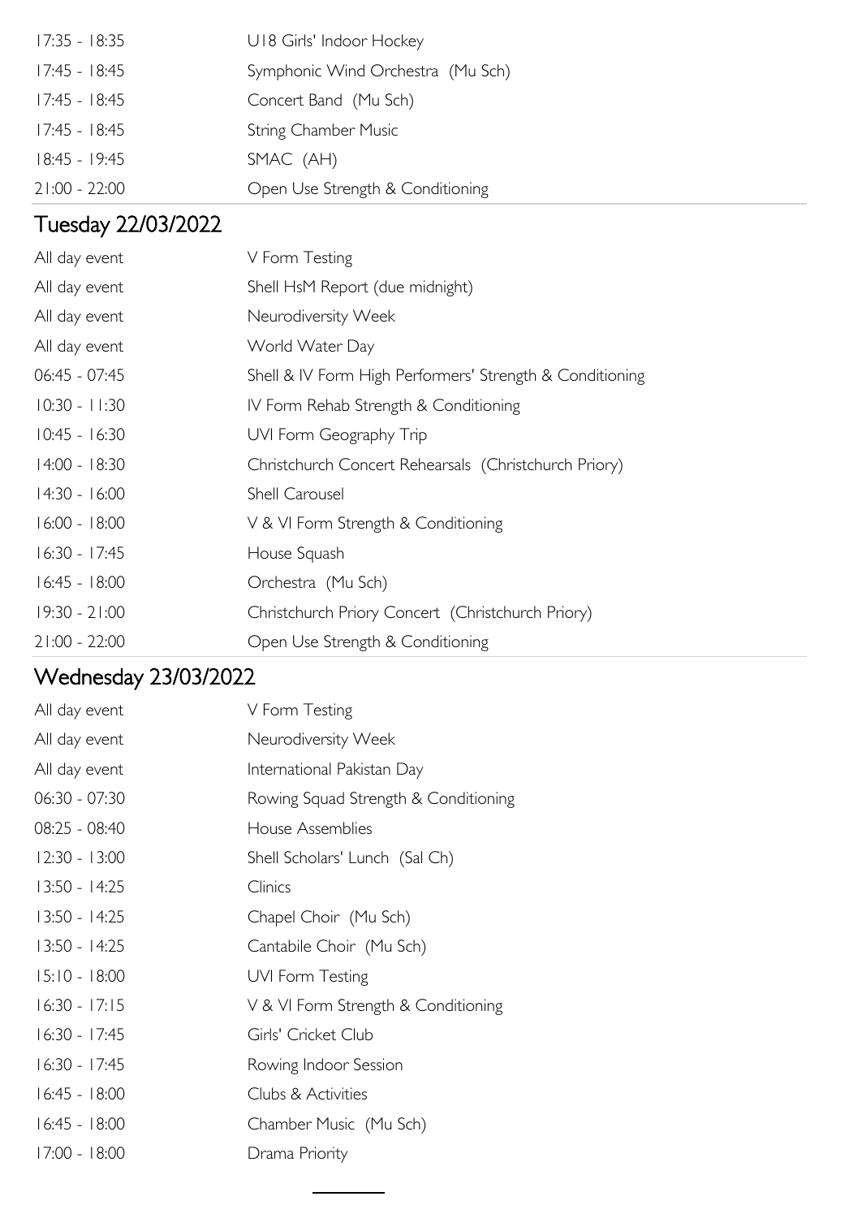| | |
|---|---|
| 17:35 - 18:35 | U18 Girls' Indoor Hockey |
| 17:45 - 18:45 | Symphonic Wind Orchestra (Mu Sch) |
| 17:45 - 18:45 | Concert Band (Mu Sch) |
| 17:45 - 18:45 | String Chamber Music |
| 18:45 - 19:45 | SMAC (AH) |
| 21:00 - 22:00 | Open Use Strength & Conditioning |

## Tuesday 22/03/2022

| | |
|---|---|
| All day event | V Form Testing |
| All day event | Shell HsM Report (due midnight) |
| All day event | Neurodiversity Week |
| All day event | World Water Day |
| 06:45 - 07:45 | Shell & IV Form High Performers' Strength & Conditioning |
| 10:30 - 11:30 | IV Form Rehab Strength & Conditioning |
| 10:45 - 16:30 | UVI Form Geography Trip |
| 14:00 - 18:30 | Christchurch Concert Rehearsals (Christchurch Priory) |
| 14:30 - 16:00 | Shell Carousel |
| 16:00 - 18:00 | V & VI Form Strength & Conditioning |
| 16:30 - 17:45 | House Squash |
| 16:45 - 18:00 | Orchestra (Mu Sch) |
| 19:30 - 21:00 | Christchurch Priory Concert (Christchurch Priory) |
| 21:00 - 22:00 | Open Use Strength & Conditioning |

## Wednesday 23/03/2022

| | |
|---|---|
| All day event | V Form Testing |
| All day event | Neurodiversity Week |
| All day event | International Pakistan Day |
| 06:30 - 07:30 | Rowing Squad Strength & Conditioning |
| 08:25 - 08:40 | House Assemblies |
| 12:30 - 13:00 | Shell Scholars' Lunch (Sal Ch) |
| 13:50 - 14:25 | Clinics |
| 13:50 - 14:25 | Chapel Choir (Mu Sch) |
| 13:50 - 14:25 | Cantabile Choir (Mu Sch) |
| 15:10 - 18:00 | UVI Form Testing |
| 16:30 - 17:15 | V & VI Form Strength & Conditioning |
| 16:30 - 17:45 | Girls' Cricket Club |
| 16:30 - 17:45 | Rowing Indoor Session |
| 16:45 - 18:00 | Clubs & Activities |
| 16:45 - 18:00 | Chamber Music (Mu Sch) |
| 17:00 - 18:00 | Drama Priority |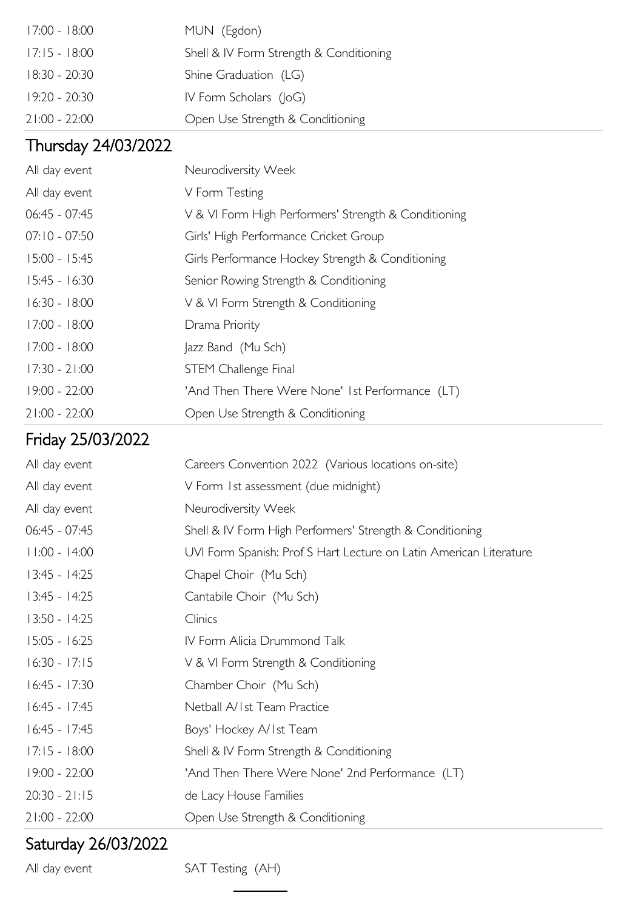| | |
|---|---|
| 17:00 - 18:00 | MUN (Egdon) |
| 17:15 - 18:00 | Shell & IV Form Strength & Conditioning |
| 18:30 - 20:30 | Shine Graduation (LG) |
| 19:20 - 20:30 | IV Form Scholars (JoG) |
| 21:00 - 22:00 | Open Use Strength & Conditioning |

## Thursday 24/03/2022

| | |
|---|---|
| All day event | Neurodiversity Week |
| All day event | V Form Testing |
| 06:45 - 07:45 | V & VI Form High Performers' Strength & Conditioning |
| 07:10 - 07:50 | Girls' High Performance Cricket Group |
| 15:00 - 15:45 | Girls Performance Hockey Strength & Conditioning |
| 15:45 - 16:30 | Senior Rowing Strength & Conditioning |
| 16:30 - 18:00 | V & VI Form Strength & Conditioning |
| 17:00 - 18:00 | Drama Priority |
| 17:00 - 18:00 | Jazz Band (Mu Sch) |
| 17:30 - 21:00 | STEM Challenge Final |
| 19:00 - 22:00 | 'And Then There Were None' 1st Performance (LT) |
| 21:00 - 22:00 | Open Use Strength & Conditioning |

## Friday 25/03/2022

| | |
|---|---|
| All day event | Careers Convention 2022 (Various locations on-site) |
| All day event | V Form 1st assessment (due midnight) |
| All day event | Neurodiversity Week |
| 06:45 - 07:45 | Shell & IV Form High Performers' Strength & Conditioning |
| 11:00 - 14:00 | UVI Form Spanish: Prof S Hart Lecture on Latin American Literature |
| 13:45 - 14:25 | Chapel Choir (Mu Sch) |
| 13:45 - 14:25 | Cantabile Choir (Mu Sch) |
| 13:50 - 14:25 | Clinics |
| 15:05 - 16:25 | IV Form Alicia Drummond Talk |
| 16:30 - 17:15 | V & VI Form Strength & Conditioning |
| 16:45 - 17:30 | Chamber Choir (Mu Sch) |
| 16:45 - 17:45 | Netball A/1st Team Practice |
| 16:45 - 17:45 | Boys' Hockey A/1st Team |
| 17:15 - 18:00 | Shell & IV Form Strength & Conditioning |
| 19:00 - 22:00 | 'And Then There Were None' 2nd Performance (LT) |
| 20:30 - 21:15 | de Lacy House Families |
| 21:00 - 22:00 | Open Use Strength & Conditioning |

## Saturday 26/03/2022

| | |
|---|---|
| All day event | SAT Testing (AH) |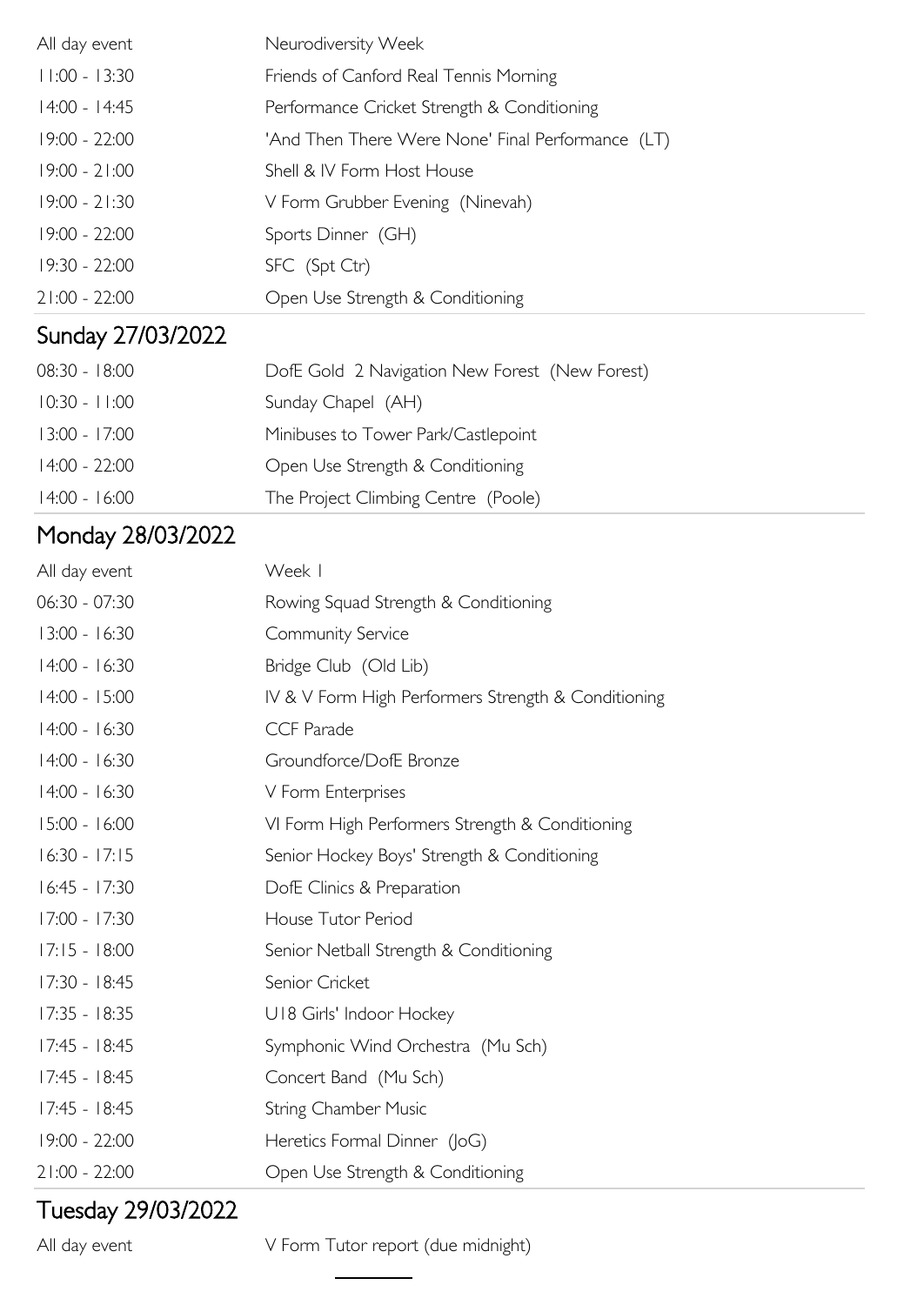| | |
|---|---|
| All day event | Neurodiversity Week |
| 11:00 - 13:30 | Friends of Canford Real Tennis Morning |
| 14:00 - 14:45 | Performance Cricket Strength & Conditioning |
| 19:00 - 22:00 | 'And Then There Were None' Final Performance (LT) |
| 19:00 - 21:00 | Shell & IV Form Host House |
| 19:00 - 21:30 | V Form Grubber Evening (Ninevah) |
| 19:00 - 22:00 | Sports Dinner (GH) |
| 19:30 - 22:00 | SFC (Spt Ctr) |
| 21:00 - 22:00 | Open Use Strength & Conditioning |

## Sunday 27/03/2022

| | |
|---|---|
| 08:30 - 18:00 | DofE Gold 2 Navigation New Forest (New Forest) |
| 10:30 - 11:00 | Sunday Chapel (AH) |
| 13:00 - 17:00 | Minibuses to Tower Park/Castlepoint |
| 14:00 - 22:00 | Open Use Strength & Conditioning |
| 14:00 - 16:00 | The Project Climbing Centre (Poole) |

## Monday 28/03/2022

| | |
|---|---|
| All day event | Week 1 |
| 06:30 - 07:30 | Rowing Squad Strength & Conditioning |
| 13:00 - 16:30 | Community Service |
| 14:00 - 16:30 | Bridge Club (Old Lib) |
| 14:00 - 15:00 | IV & V Form High Performers Strength & Conditioning |
| 14:00 - 16:30 | CCF Parade |
| 14:00 - 16:30 | Groundforce/DofE Bronze |
| 14:00 - 16:30 | V Form Enterprises |
| 15:00 - 16:00 | VI Form High Performers Strength & Conditioning |
| 16:30 - 17:15 | Senior Hockey Boys' Strength & Conditioning |
| 16:45 - 17:30 | DofE Clinics & Preparation |
| 17:00 - 17:30 | House Tutor Period |
| 17:15 - 18:00 | Senior Netball Strength & Conditioning |
| 17:30 - 18:45 | Senior Cricket |
| 17:35 - 18:35 | U18 Girls' Indoor Hockey |
| 17:45 - 18:45 | Symphonic Wind Orchestra (Mu Sch) |
| 17:45 - 18:45 | Concert Band (Mu Sch) |
| 17:45 - 18:45 | String Chamber Music |
| 19:00 - 22:00 | Heretics Formal Dinner (JoG) |
| 21:00 - 22:00 | Open Use Strength & Conditioning |

## Tuesday 29/03/2022

| | |
|---|---|
| All day event | V Form Tutor report (due midnight) |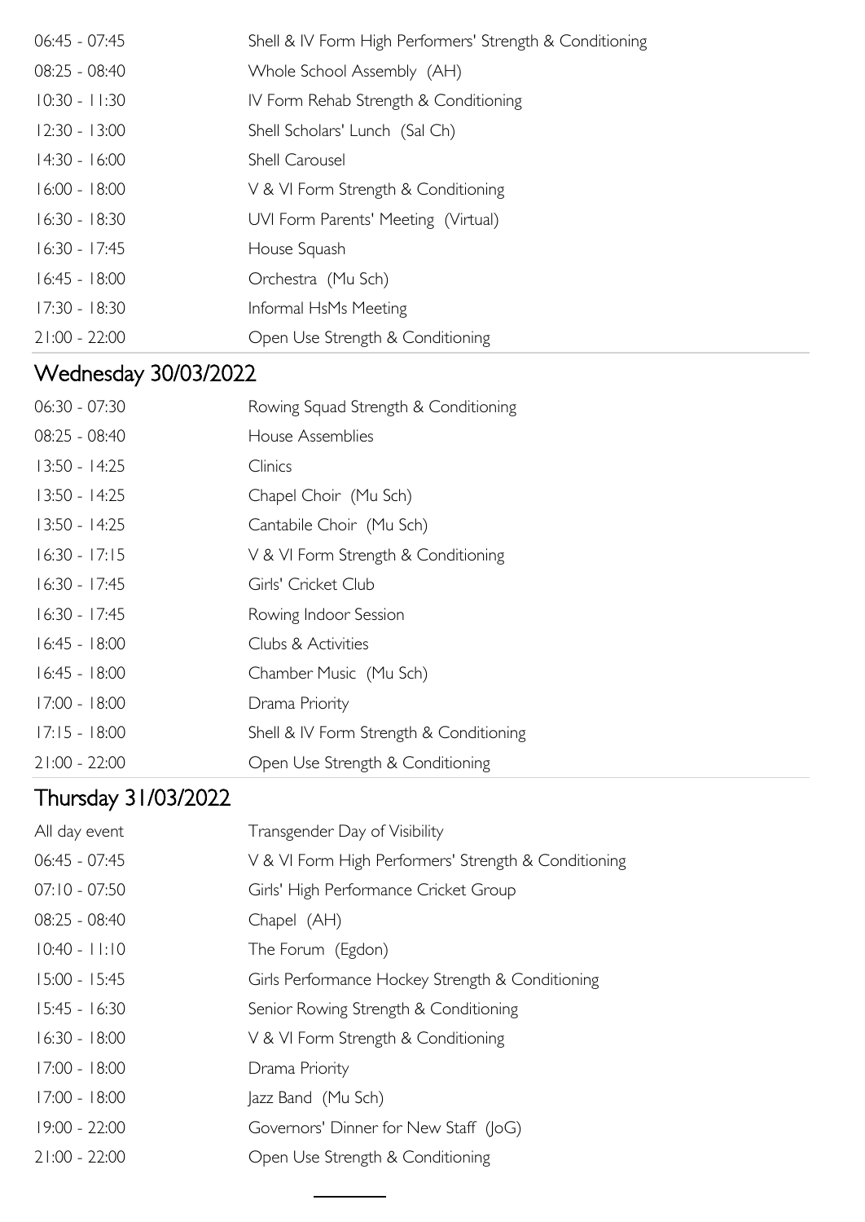| | |
|---|---|
| 06:45 - 07:45 | Shell & IV Form High Performers' Strength & Conditioning |
| 08:25 - 08:40 | Whole School Assembly (AH) |
| 10:30 - 11:30 | IV Form Rehab Strength & Conditioning |
| 12:30 - 13:00 | Shell Scholars' Lunch (Sal Ch) |
| 14:30 - 16:00 | Shell Carousel |
| 16:00 - 18:00 | V & VI Form Strength & Conditioning |
| 16:30 - 18:30 | UVI Form Parents' Meeting (Virtual) |
| 16:30 - 17:45 | House Squash |
| 16:45 - 18:00 | Orchestra (Mu Sch) |
| 17:30 - 18:30 | Informal HsMs Meeting |
| 21:00 - 22:00 | Open Use Strength & Conditioning |

## Wednesday 30/03/2022

| | |
|---|---|
| 06:30 - 07:30 | Rowing Squad Strength & Conditioning |
| 08:25 - 08:40 | House Assemblies |
| 13:50 - 14:25 | Clinics |
| 13:50 - 14:25 | Chapel Choir (Mu Sch) |
| 13:50 - 14:25 | Cantabile Choir (Mu Sch) |
| 16:30 - 17:15 | V & VI Form Strength & Conditioning |
| 16:30 - 17:45 | Girls' Cricket Club |
| 16:30 - 17:45 | Rowing Indoor Session |
| 16:45 - 18:00 | Clubs & Activities |
| 16:45 - 18:00 | Chamber Music (Mu Sch) |
| 17:00 - 18:00 | Drama Priority |
| 17:15 - 18:00 | Shell & IV Form Strength & Conditioning |
| 21:00 - 22:00 | Open Use Strength & Conditioning |

## Thursday 31/03/2022

| | |
|---|---|
| All day event | Transgender Day of Visibility |
| 06:45 - 07:45 | V & VI Form High Performers' Strength & Conditioning |
| 07:10 - 07:50 | Girls' High Performance Cricket Group |
| 08:25 - 08:40 | Chapel (AH) |
| 10:40 - 11:10 | The Forum (Egdon) |
| 15:00 - 15:45 | Girls Performance Hockey Strength & Conditioning |
| 15:45 - 16:30 | Senior Rowing Strength & Conditioning |
| 16:30 - 18:00 | V & VI Form Strength & Conditioning |
| 17:00 - 18:00 | Drama Priority |
| 17:00 - 18:00 | Jazz Band (Mu Sch) |
| 19:00 - 22:00 | Governors' Dinner for New Staff (JoG) |
| 21:00 - 22:00 | Open Use Strength & Conditioning |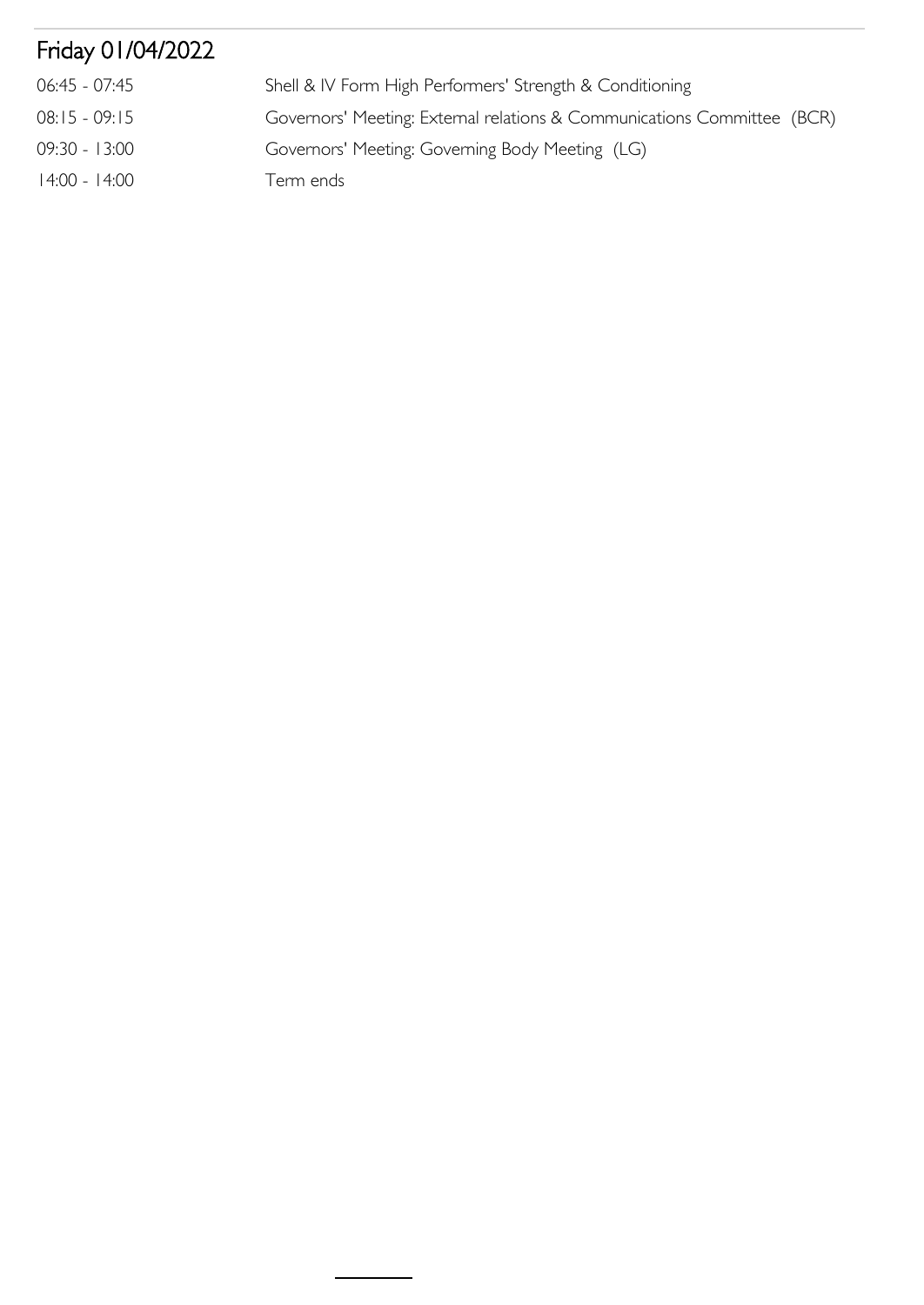## Friday 01/04/2022

| | |
|---|---|
| 06:45 - 07:45 | Shell & IV Form High Performers' Strength & Conditioning |
| 08:15 - 09:15 | Governors' Meeting: External relations & Communications Committee (BCR) |
| 09:30 - 13:00 | Governors' Meeting: Governing Body Meeting (LG) |
| 14:00 - 14:00 | Term ends |